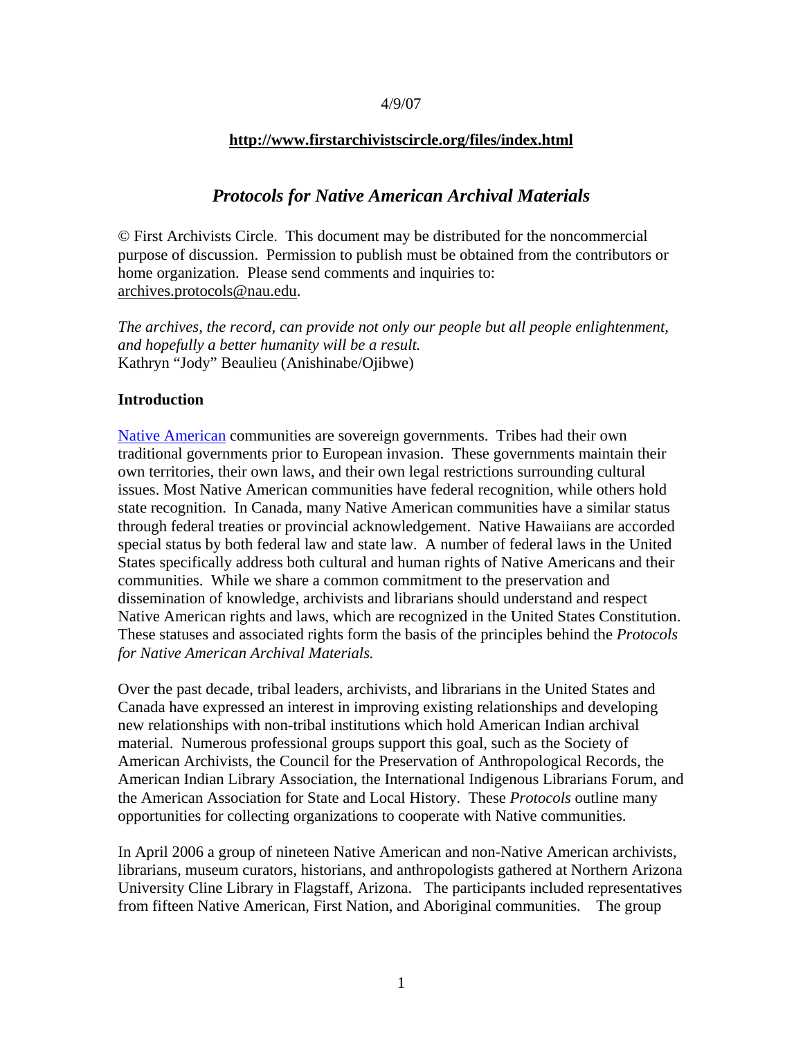4/9/07

**http://www.firstarchivistscircle.org/files/index.html**

# *Protocols for Native American Archival Materials*

© First Archivists Circle. This document may be distributed for the noncommercial purpose of discussion. Permission to publish must be obtained from the contributors or home organization. Please send comments and inquiries to: archives.protocols@nau.edu.

*The archives, the record, can provide not only our people but all people enlightenment, and hopefully a better humanity will be a result.*
Kathryn "Jody" Beaulieu (Anishinabe/Ojibwe)

## Introduction

Native American communities are sovereign governments. Tribes had their own traditional governments prior to European invasion. These governments maintain their own territories, their own laws, and their own legal restrictions surrounding cultural issues. Most Native American communities have federal recognition, while others hold state recognition. In Canada, many Native American communities have a similar status through federal treaties or provincial acknowledgement. Native Hawaiians are accorded special status by both federal law and state law. A number of federal laws in the United States specifically address both cultural and human rights of Native Americans and their communities. While we share a common commitment to the preservation and dissemination of knowledge, archivists and librarians should understand and respect Native American rights and laws, which are recognized in the United States Constitution. These statuses and associated rights form the basis of the principles behind the *Protocols for Native American Archival Materials.*

Over the past decade, tribal leaders, archivists, and librarians in the United States and Canada have expressed an interest in improving existing relationships and developing new relationships with non-tribal institutions which hold American Indian archival material. Numerous professional groups support this goal, such as the Society of American Archivists, the Council for the Preservation of Anthropological Records, the American Indian Library Association, the International Indigenous Librarians Forum, and the American Association for State and Local History. These *Protocols* outline many opportunities for collecting organizations to cooperate with Native communities.

In April 2006 a group of nineteen Native American and non-Native American archivists, librarians, museum curators, historians, and anthropologists gathered at Northern Arizona University Cline Library in Flagstaff, Arizona. The participants included representatives from fifteen Native American, First Nation, and Aboriginal communities. The group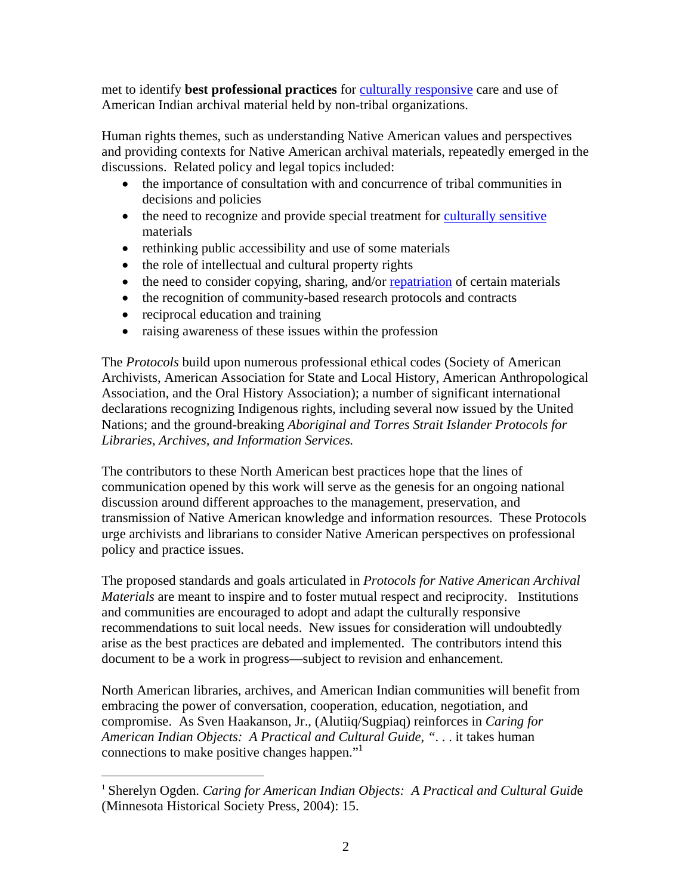met to identify **best professional practices** for [culturally responsive]() care and use of American Indian archival material held by non-tribal organizations.

Human rights themes, such as understanding Native American values and perspectives and providing contexts for Native American archival materials, repeatedly emerged in the discussions. Related policy and legal topics included:

- the importance of consultation with and concurrence of tribal communities in decisions and policies
- the need to recognize and provide special treatment for [culturally sensitive]() materials
- rethinking public accessibility and use of some materials
- the role of intellectual and cultural property rights
- the need to consider copying, sharing, and/or [repatriation]() of certain materials
- the recognition of community-based research protocols and contracts
- reciprocal education and training
- raising awareness of these issues within the profession

The *Protocols* build upon numerous professional ethical codes (Society of American Archivists, American Association for State and Local History, American Anthropological Association, and the Oral History Association); a number of significant international declarations recognizing Indigenous rights, including several now issued by the United Nations; and the ground-breaking *Aboriginal and Torres Strait Islander Protocols for Libraries, Archives, and Information Services.*

The contributors to these North American best practices hope that the lines of communication opened by this work will serve as the genesis for an ongoing national discussion around different approaches to the management, preservation, and transmission of Native American knowledge and information resources. These Protocols urge archivists and librarians to consider Native American perspectives on professional policy and practice issues.

The proposed standards and goals articulated in *Protocols for Native American Archival Materials* are meant to inspire and to foster mutual respect and reciprocity. Institutions and communities are encouraged to adopt and adapt the culturally responsive recommendations to suit local needs. New issues for consideration will undoubtedly arise as the best practices are debated and implemented. The contributors intend this document to be a work in progress—subject to revision and enhancement.

North American libraries, archives, and American Indian communities will benefit from embracing the power of conversation, cooperation, education, negotiation, and compromise. As Sven Haakanson, Jr., (Alutiiq/Sugpiaq) reinforces in *Caring for American Indian Objects: A Practical and Cultural Guide*, ". . . it takes human connections to make positive changes happen."[1]

---

[1] Sherelyn Ogden. *Caring for American Indian Objects: A Practical and Cultural Guide* (Minnesota Historical Society Press, 2004): 15.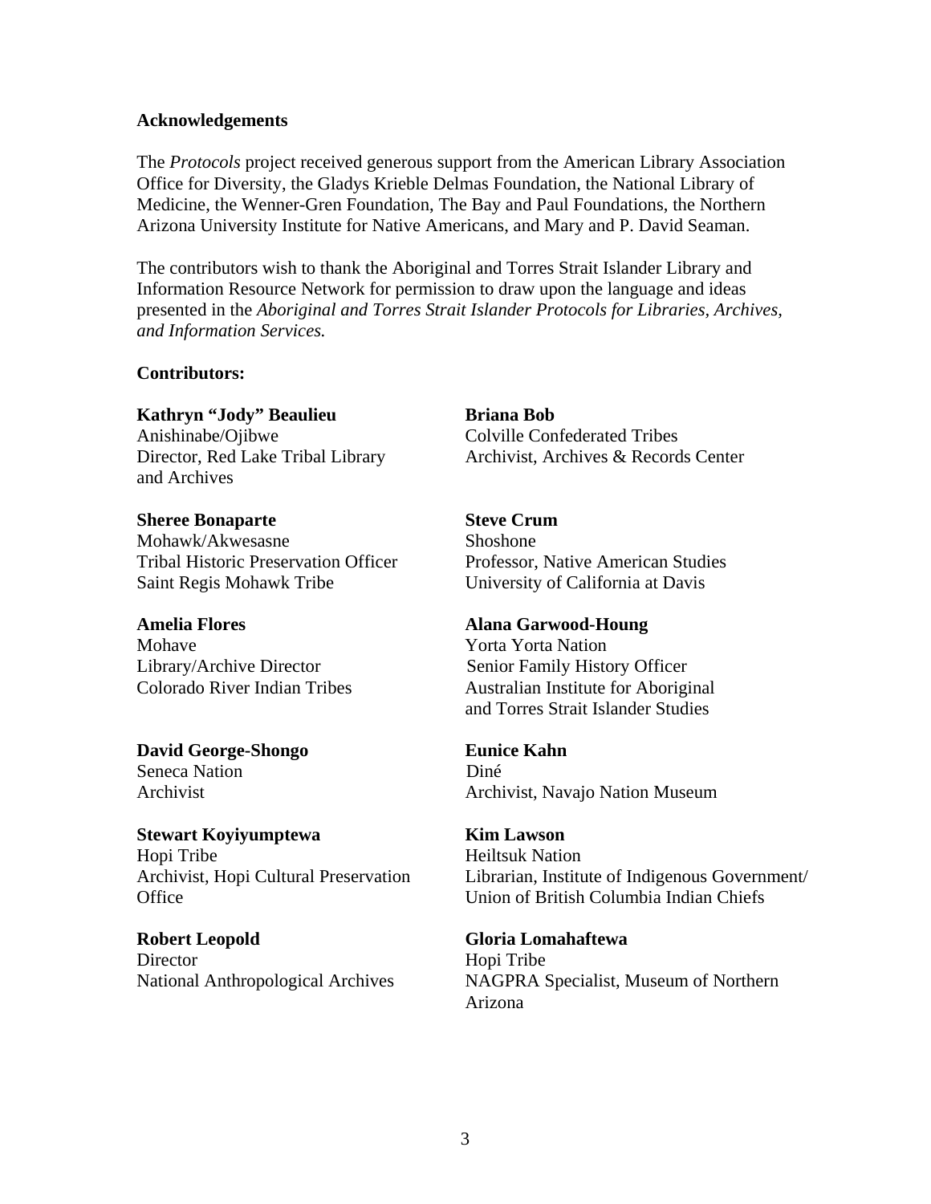**Acknowledgements**

The *Protocols* project received generous support from the American Library Association Office for Diversity, the Gladys Krieble Delmas Foundation, the National Library of Medicine, the Wenner-Gren Foundation, The Bay and Paul Foundations, the Northern Arizona University Institute for Native Americans, and Mary and P. David Seaman.

The contributors wish to thank the Aboriginal and Torres Strait Islander Library and Information Resource Network for permission to draw upon the language and ideas presented in the *Aboriginal and Torres Strait Islander Protocols for Libraries, Archives, and Information Services.*

**Contributors:**

**Kathryn "Jody" Beaulieu**
Anishinabe/Ojibwe
Director, Red Lake Tribal Library and Archives

**Briana Bob**
Colville Confederated Tribes
Archivist, Archives & Records Center

**Sheree Bonaparte**
Mohawk/Akwesasne
Tribal Historic Preservation Officer
Saint Regis Mohawk Tribe

**Steve Crum**
Shoshone
Professor, Native American Studies
University of California at Davis

**Amelia Flores**
Mohave
Library/Archive Director
Colorado River Indian Tribes

**Alana Garwood-Houng**
Yorta Yorta Nation
Senior Family History Officer
Australian Institute for Aboriginal and Torres Strait Islander Studies

**David George-Shongo**
Seneca Nation
Archivist

**Eunice Kahn**
Diné
Archivist, Navajo Nation Museum

**Stewart Koyiyumptewa**
Hopi Tribe
Archivist, Hopi Cultural Preservation Office

**Kim Lawson**
Heiltsuk Nation
Librarian, Institute of Indigenous Government/ Union of British Columbia Indian Chiefs

**Robert Leopold**
Director
National Anthropological Archives

**Gloria Lomahaftewa**
Hopi Tribe
NAGPRA Specialist, Museum of Northern Arizona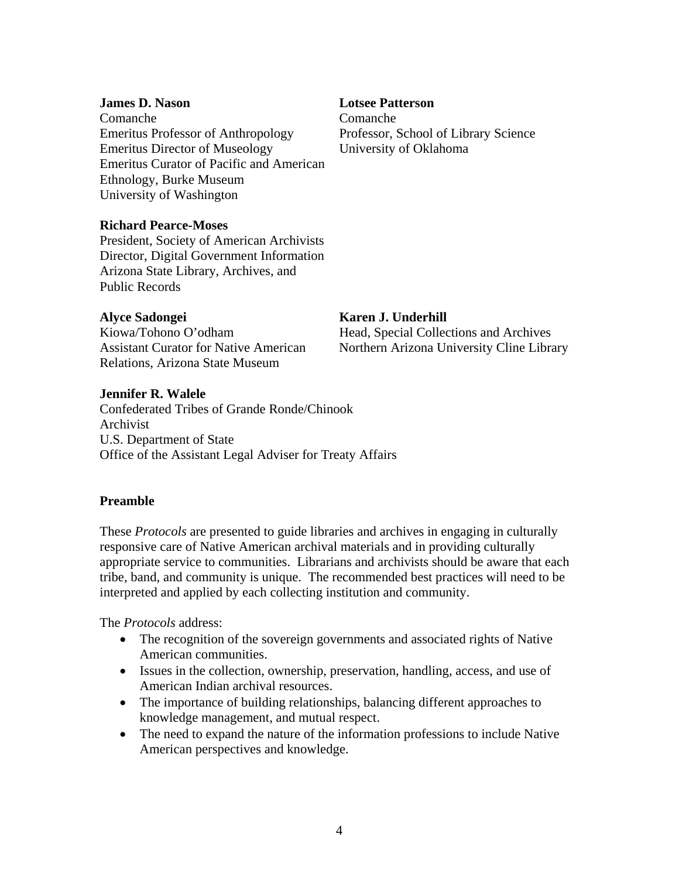**James D. Nason**
Comanche
Emeritus Professor of Anthropology
Emeritus Director of Museology
Emeritus Curator of Pacific and American Ethnology, Burke Museum
University of Washington

**Lotsee Patterson**
Comanche
Professor, School of Library Science
University of Oklahoma

**Richard Pearce-Moses**
President, Society of American Archivists
Director, Digital Government Information
Arizona State Library, Archives, and Public Records

**Alyce Sadongei**
Kiowa/Tohono O'odham
Assistant Curator for Native American Relations, Arizona State Museum

**Karen J. Underhill**
Head, Special Collections and Archives
Northern Arizona University Cline Library

**Jennifer R. Walele**
Confederated Tribes of Grande Ronde/Chinook
Archivist
U.S. Department of State
Office of the Assistant Legal Adviser for Treaty Affairs

### Preamble

These *Protocols* are presented to guide libraries and archives in engaging in culturally responsive care of Native American archival materials and in providing culturally appropriate service to communities. Librarians and archivists should be aware that each tribe, band, and community is unique. The recommended best practices will need to be interpreted and applied by each collecting institution and community.

The *Protocols* address:

- The recognition of the sovereign governments and associated rights of Native American communities.
- Issues in the collection, ownership, preservation, handling, access, and use of American Indian archival resources.
- The importance of building relationships, balancing different approaches to knowledge management, and mutual respect.
- The need to expand the nature of the information professions to include Native American perspectives and knowledge.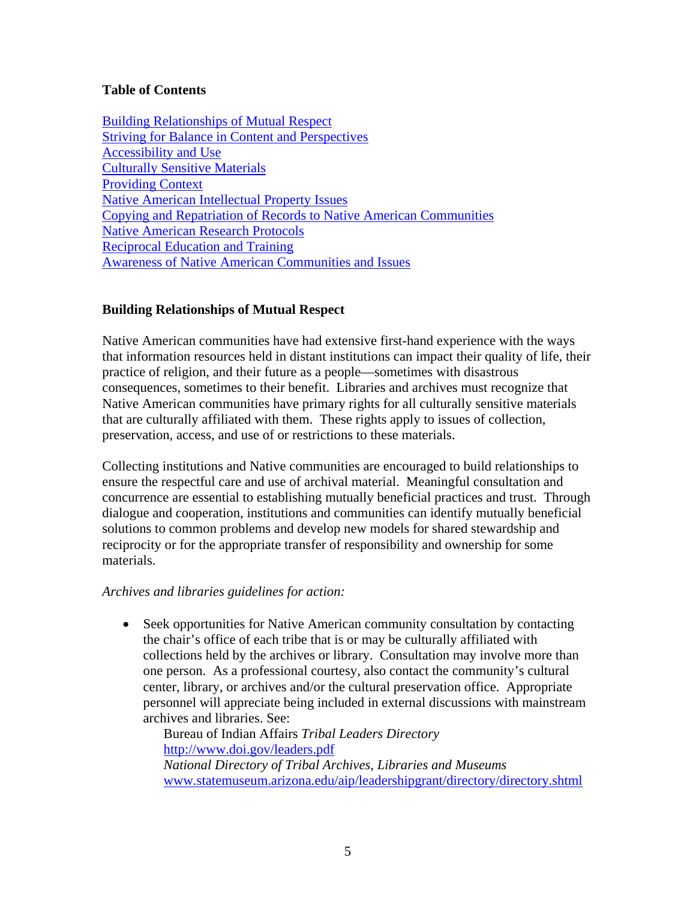**Table of Contents**

[Building Relationships of Mutual Respect](#building-relationships-of-mutual-respect)
[Striving for Balance in Content and Perspectives](#)
[Accessibility and Use](#)
[Culturally Sensitive Materials](#)
[Providing Context](#)
[Native American Intellectual Property Issues](#)
[Copying and Repatriation of Records to Native American Communities](#)
[Native American Research Protocols](#)
[Reciprocal Education and Training](#)
[Awareness of Native American Communities and Issues](#)

## Building Relationships of Mutual Respect

Native American communities have had extensive first-hand experience with the ways that information resources held in distant institutions can impact their quality of life, their practice of religion, and their future as a people—sometimes with disastrous consequences, sometimes to their benefit. Libraries and archives must recognize that Native American communities have primary rights for all culturally sensitive materials that are culturally affiliated with them. These rights apply to issues of collection, preservation, access, and use of or restrictions to these materials.

Collecting institutions and Native communities are encouraged to build relationships to ensure the respectful care and use of archival material. Meaningful consultation and concurrence are essential to establishing mutually beneficial practices and trust. Through dialogue and cooperation, institutions and communities can identify mutually beneficial solutions to common problems and develop new models for shared stewardship and reciprocity or for the appropriate transfer of responsibility and ownership for some materials.

*Archives and libraries guidelines for action:*

- Seek opportunities for Native American community consultation by contacting the chair's office of each tribe that is or may be culturally affiliated with collections held by the archives or library. Consultation may involve more than one person. As a professional courtesy, also contact the community's cultural center, library, or archives and/or the cultural preservation office. Appropriate personnel will appreciate being included in external discussions with mainstream archives and libraries. See:
  Bureau of Indian Affairs *Tribal Leaders Directory*
  http://www.doi.gov/leaders.pdf
  *National Directory of Tribal Archives, Libraries and Museums*
  www.statemuseum.arizona.edu/aip/leadershipgrant/directory/directory.shtml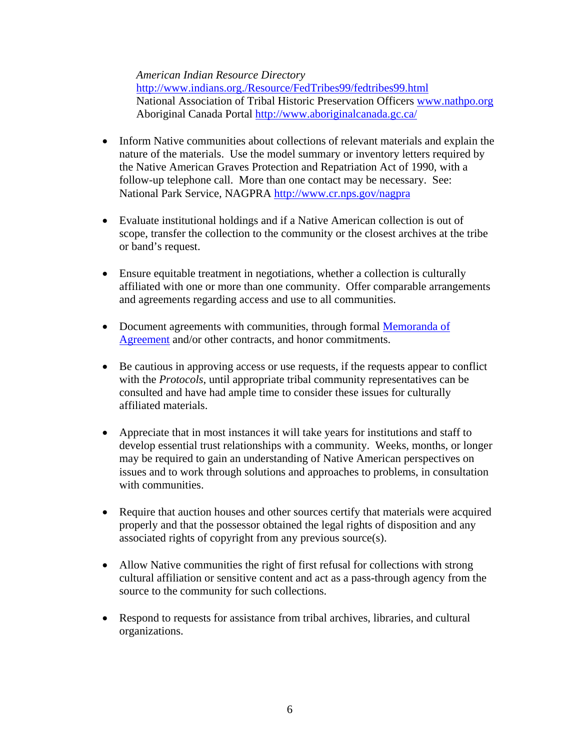*American Indian Resource Directory*
[http://www.indians.org./Resource/FedTribes99/fedtribes99.html](http://www.indians.org./Resource/FedTribes99/fedtribes99.html)
National Association of Tribal Historic Preservation Officers [www.nathpo.org](www.nathpo.org)
Aboriginal Canada Portal [http://www.aboriginalcanada.gc.ca/](http://www.aboriginalcanada.gc.ca/)

- Inform Native communities about collections of relevant materials and explain the nature of the materials. Use the model summary or inventory letters required by the Native American Graves Protection and Repatriation Act of 1990, with a follow-up telephone call. More than one contact may be necessary. See: National Park Service, NAGPRA [http://www.cr.nps.gov/nagpra](http://www.cr.nps.gov/nagpra)

- Evaluate institutional holdings and if a Native American collection is out of scope, transfer the collection to the community or the closest archives at the tribe or band's request.

- Ensure equitable treatment in negotiations, whether a collection is culturally affiliated with one or more than one community. Offer comparable arrangements and agreements regarding access and use to all communities.

- Document agreements with communities, through formal Memoranda of Agreement and/or other contracts, and honor commitments.

- Be cautious in approving access or use requests, if the requests appear to conflict with the *Protocols*, until appropriate tribal community representatives can be consulted and have had ample time to consider these issues for culturally affiliated materials.

- Appreciate that in most instances it will take years for institutions and staff to develop essential trust relationships with a community. Weeks, months, or longer may be required to gain an understanding of Native American perspectives on issues and to work through solutions and approaches to problems, in consultation with communities.

- Require that auction houses and other sources certify that materials were acquired properly and that the possessor obtained the legal rights of disposition and any associated rights of copyright from any previous source(s).

- Allow Native communities the right of first refusal for collections with strong cultural affiliation or sensitive content and act as a pass-through agency from the source to the community for such collections.

- Respond to requests for assistance from tribal archives, libraries, and cultural organizations.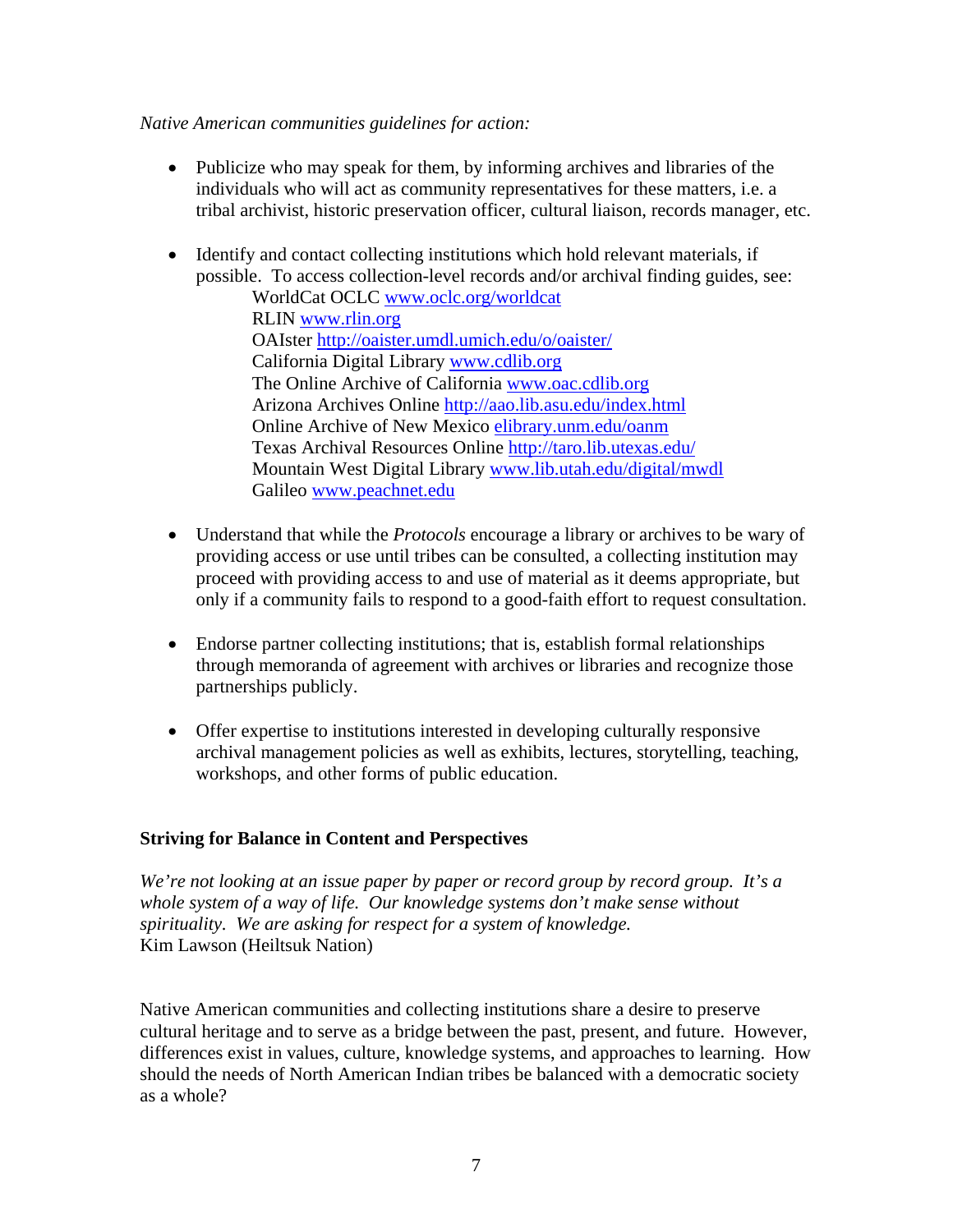*Native American communities guidelines for action:*

- Publicize who may speak for them, by informing archives and libraries of the individuals who will act as community representatives for these matters, i.e. a tribal archivist, historic preservation officer, cultural liaison, records manager, etc.

- Identify and contact collecting institutions which hold relevant materials, if possible. To access collection-level records and/or archival finding guides, see:
  - WorldCat OCLC www.oclc.org/worldcat
  - RLIN www.rlin.org
  - OAIster http://oaister.umdl.umich.edu/o/oaister/
  - California Digital Library www.cdlib.org
  - The Online Archive of California www.oac.cdlib.org
  - Arizona Archives Online http://aao.lib.asu.edu/index.html
  - Online Archive of New Mexico elibrary.unm.edu/oanm
  - Texas Archival Resources Online http://taro.lib.utexas.edu/
  - Mountain West Digital Library www.lib.utah.edu/digital/mwdl
  - Galileo www.peachnet.edu

- Understand that while the *Protocols* encourage a library or archives to be wary of providing access or use until tribes can be consulted, a collecting institution may proceed with providing access to and use of material as it deems appropriate, but only if a community fails to respond to a good-faith effort to request consultation.

- Endorse partner collecting institutions; that is, establish formal relationships through memoranda of agreement with archives or libraries and recognize those partnerships publicly.

- Offer expertise to institutions interested in developing culturally responsive archival management policies as well as exhibits, lectures, storytelling, teaching, workshops, and other forms of public education.

## Striving for Balance in Content and Perspectives

*We're not looking at an issue paper by paper or record group by record group. It's a whole system of a way of life. Our knowledge systems don't make sense without spirituality. We are asking for respect for a system of knowledge.*
Kim Lawson (Heiltsuk Nation)

Native American communities and collecting institutions share a desire to preserve cultural heritage and to serve as a bridge between the past, present, and future. However, differences exist in values, culture, knowledge systems, and approaches to learning. How should the needs of North American Indian tribes be balanced with a democratic society as a whole?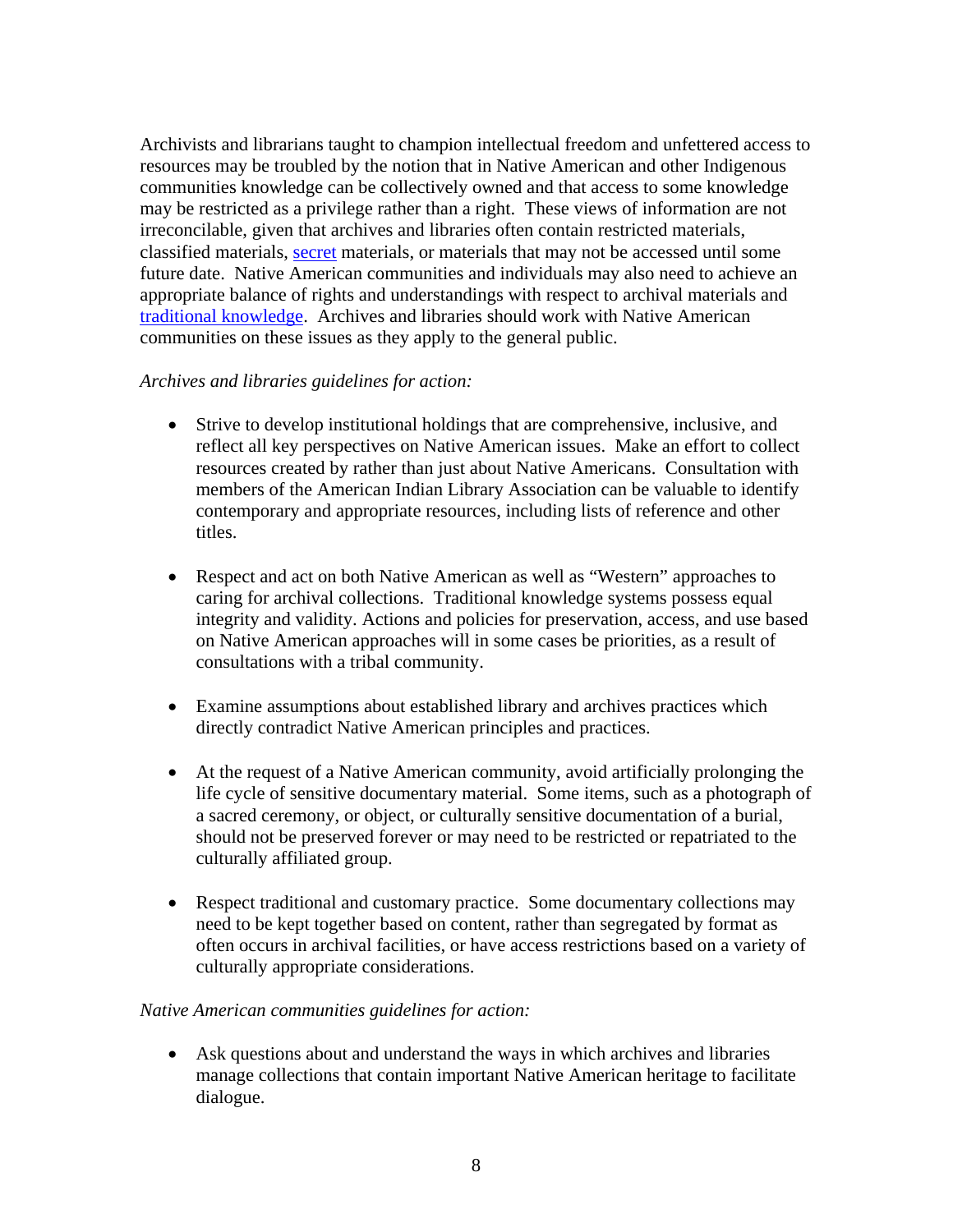Archivists and librarians taught to champion intellectual freedom and unfettered access to resources may be troubled by the notion that in Native American and other Indigenous communities knowledge can be collectively owned and that access to some knowledge may be restricted as a privilege rather than a right. These views of information are not irreconcilable, given that archives and libraries often contain restricted materials, classified materials, secret materials, or materials that may not be accessed until some future date. Native American communities and individuals may also need to achieve an appropriate balance of rights and understandings with respect to archival materials and traditional knowledge. Archives and libraries should work with Native American communities on these issues as they apply to the general public.

*Archives and libraries guidelines for action:*

- Strive to develop institutional holdings that are comprehensive, inclusive, and reflect all key perspectives on Native American issues. Make an effort to collect resources created by rather than just about Native Americans. Consultation with members of the American Indian Library Association can be valuable to identify contemporary and appropriate resources, including lists of reference and other titles.

- Respect and act on both Native American as well as "Western" approaches to caring for archival collections. Traditional knowledge systems possess equal integrity and validity. Actions and policies for preservation, access, and use based on Native American approaches will in some cases be priorities, as a result of consultations with a tribal community.

- Examine assumptions about established library and archives practices which directly contradict Native American principles and practices.

- At the request of a Native American community, avoid artificially prolonging the life cycle of sensitive documentary material. Some items, such as a photograph of a sacred ceremony, or object, or culturally sensitive documentation of a burial, should not be preserved forever or may need to be restricted or repatriated to the culturally affiliated group.

- Respect traditional and customary practice. Some documentary collections may need to be kept together based on content, rather than segregated by format as often occurs in archival facilities, or have access restrictions based on a variety of culturally appropriate considerations.

*Native American communities guidelines for action:*

- Ask questions about and understand the ways in which archives and libraries manage collections that contain important Native American heritage to facilitate dialogue.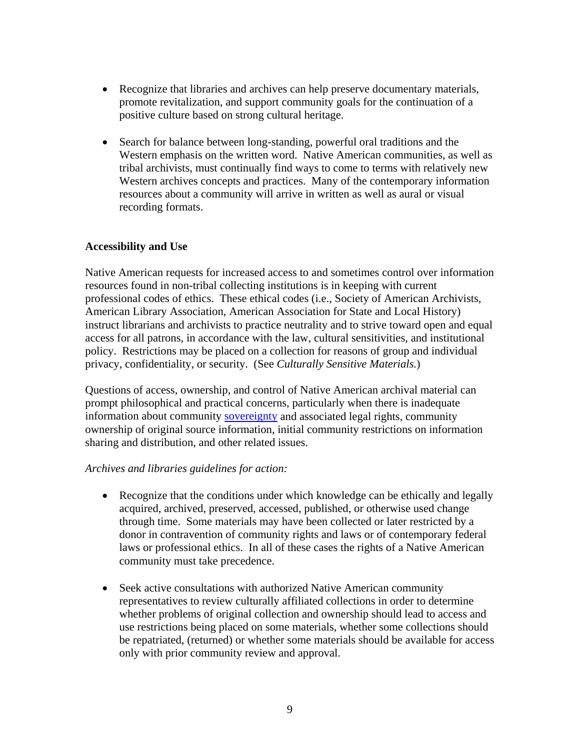- Recognize that libraries and archives can help preserve documentary materials, promote revitalization, and support community goals for the continuation of a positive culture based on strong cultural heritage.

- Search for balance between long-standing, powerful oral traditions and the Western emphasis on the written word. Native American communities, as well as tribal archivists, must continually find ways to come to terms with relatively new Western archives concepts and practices. Many of the contemporary information resources about a community will arrive in written as well as aural or visual recording formats.

**Accessibility and Use**

Native American requests for increased access to and sometimes control over information resources found in non-tribal collecting institutions is in keeping with current professional codes of ethics. These ethical codes (i.e., Society of American Archivists, American Library Association, American Association for State and Local History) instruct librarians and archivists to practice neutrality and to strive toward open and equal access for all patrons, in accordance with the law, cultural sensitivities, and institutional policy. Restrictions may be placed on a collection for reasons of group and individual privacy, confidentiality, or security. (See *Culturally Sensitive Materials.*)

Questions of access, ownership, and control of Native American archival material can prompt philosophical and practical concerns, particularly when there is inadequate information about community sovereignty and associated legal rights, community ownership of original source information, initial community restrictions on information sharing and distribution, and other related issues.

*Archives and libraries guidelines for action:*

- Recognize that the conditions under which knowledge can be ethically and legally acquired, archived, preserved, accessed, published, or otherwise used change through time. Some materials may have been collected or later restricted by a donor in contravention of community rights and laws or of contemporary federal laws or professional ethics. In all of these cases the rights of a Native American community must take precedence.

- Seek active consultations with authorized Native American community representatives to review culturally affiliated collections in order to determine whether problems of original collection and ownership should lead to access and use restrictions being placed on some materials, whether some collections should be repatriated, (returned) or whether some materials should be available for access only with prior community review and approval.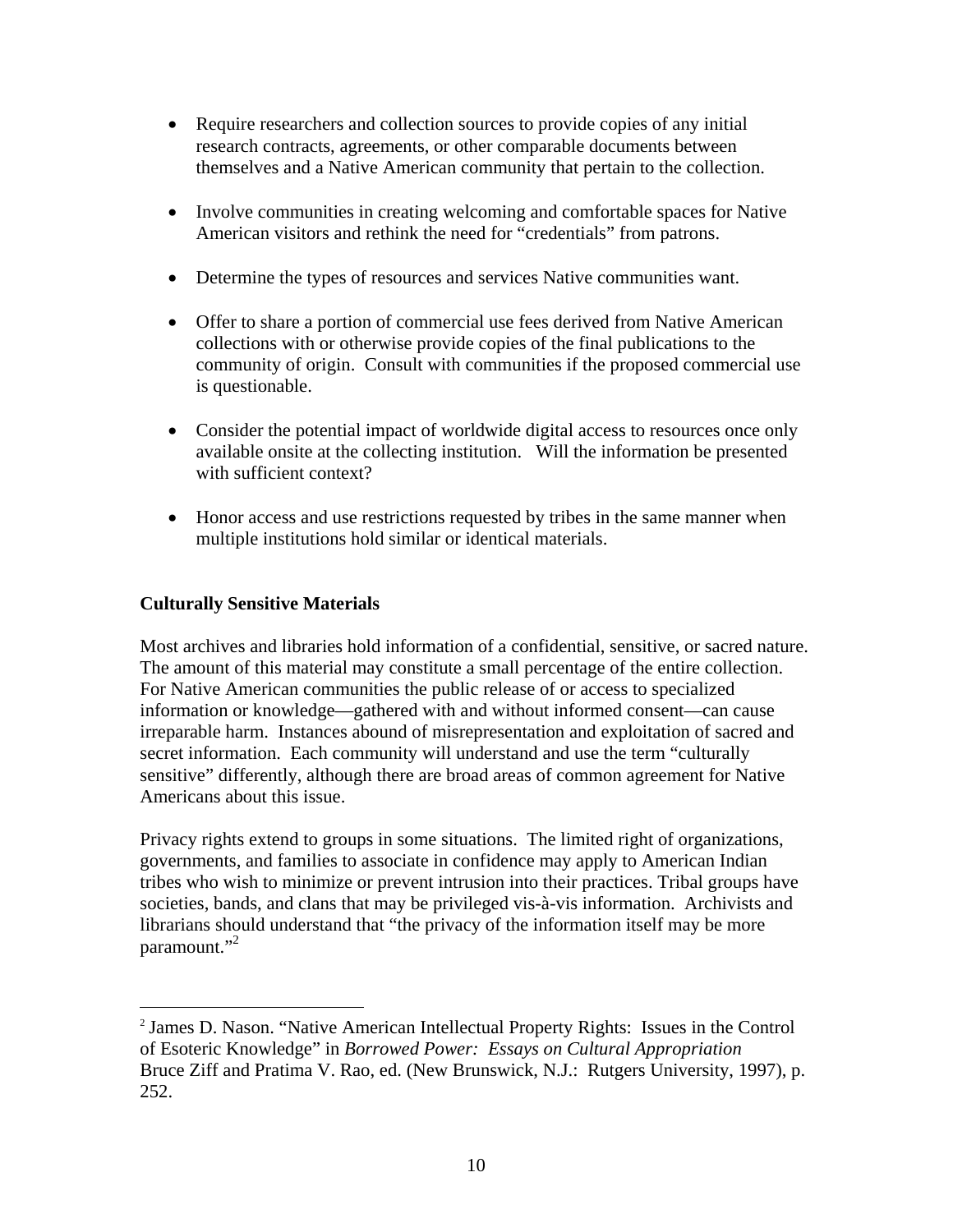- Require researchers and collection sources to provide copies of any initial research contracts, agreements, or other comparable documents between themselves and a Native American community that pertain to the collection.

- Involve communities in creating welcoming and comfortable spaces for Native American visitors and rethink the need for "credentials" from patrons.

- Determine the types of resources and services Native communities want.

- Offer to share a portion of commercial use fees derived from Native American collections with or otherwise provide copies of the final publications to the community of origin. Consult with communities if the proposed commercial use is questionable.

- Consider the potential impact of worldwide digital access to resources once only available onsite at the collecting institution. Will the information be presented with sufficient context?

- Honor access and use restrictions requested by tribes in the same manner when multiple institutions hold similar or identical materials.

**Culturally Sensitive Materials**

Most archives and libraries hold information of a confidential, sensitive, or sacred nature. The amount of this material may constitute a small percentage of the entire collection. For Native American communities the public release of or access to specialized information or knowledge—gathered with and without informed consent—can cause irreparable harm. Instances abound of misrepresentation and exploitation of sacred and secret information. Each community will understand and use the term "culturally sensitive" differently, although there are broad areas of common agreement for Native Americans about this issue.

Privacy rights extend to groups in some situations. The limited right of organizations, governments, and families to associate in confidence may apply to American Indian tribes who wish to minimize or prevent intrusion into their practices. Tribal groups have societies, bands, and clans that may be privileged vis-à-vis information. Archivists and librarians should understand that "the privacy of the information itself may be more paramount."[2]

---

[2] James D. Nason. "Native American Intellectual Property Rights: Issues in the Control of Esoteric Knowledge" in *Borrowed Power: Essays on Cultural Appropriation* Bruce Ziff and Pratima V. Rao, ed. (New Brunswick, N.J.: Rutgers University, 1997), p. 252.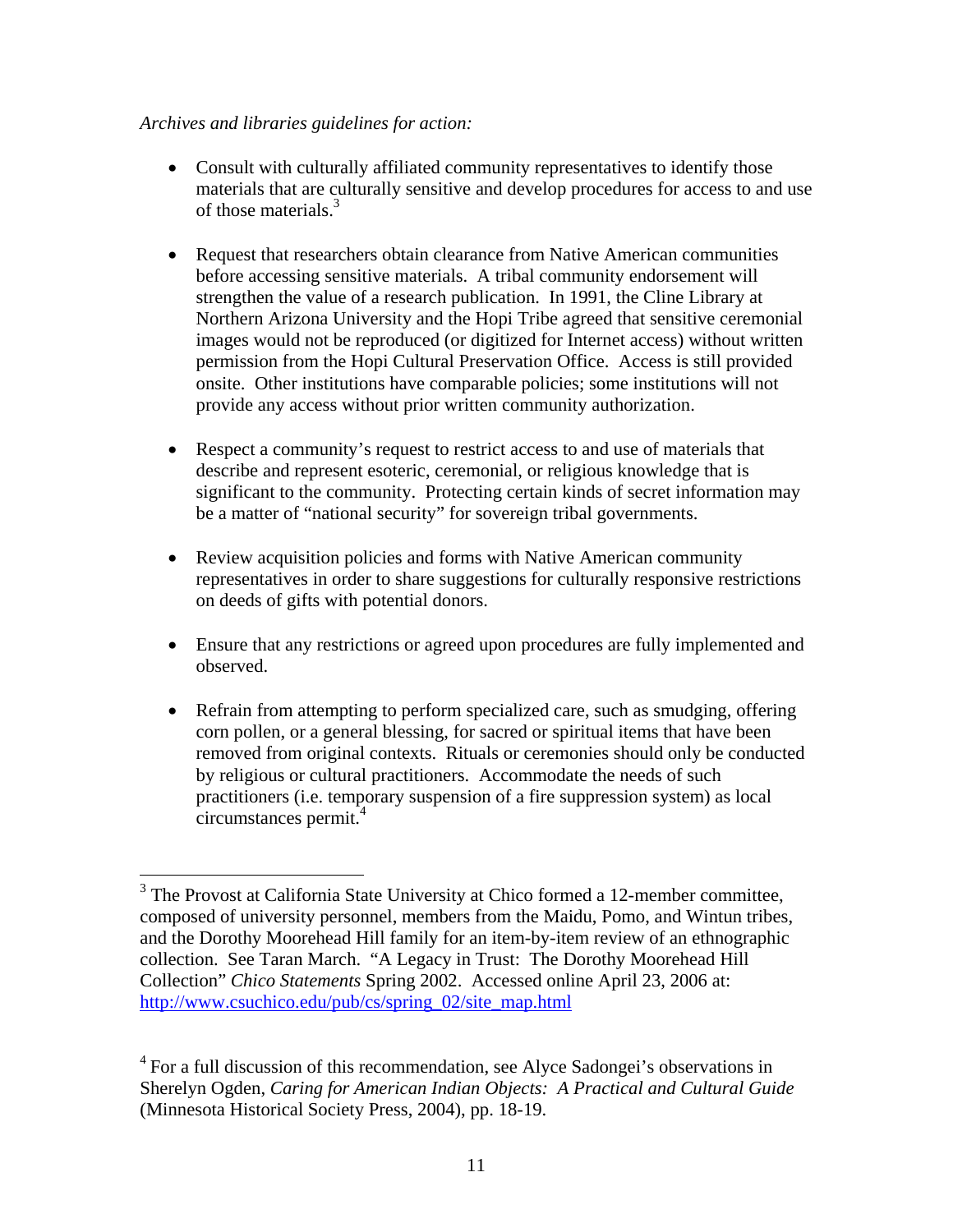*Archives and libraries guidelines for action:*

- Consult with culturally affiliated community representatives to identify those materials that are culturally sensitive and develop procedures for access to and use of those materials.[3]

- Request that researchers obtain clearance from Native American communities before accessing sensitive materials. A tribal community endorsement will strengthen the value of a research publication. In 1991, the Cline Library at Northern Arizona University and the Hopi Tribe agreed that sensitive ceremonial images would not be reproduced (or digitized for Internet access) without written permission from the Hopi Cultural Preservation Office. Access is still provided onsite. Other institutions have comparable policies; some institutions will not provide any access without prior written community authorization.

- Respect a community's request to restrict access to and use of materials that describe and represent esoteric, ceremonial, or religious knowledge that is significant to the community. Protecting certain kinds of secret information may be a matter of "national security" for sovereign tribal governments.

- Review acquisition policies and forms with Native American community representatives in order to share suggestions for culturally responsive restrictions on deeds of gifts with potential donors.

- Ensure that any restrictions or agreed upon procedures are fully implemented and observed.

- Refrain from attempting to perform specialized care, such as smudging, offering corn pollen, or a general blessing, for sacred or spiritual items that have been removed from original contexts. Rituals or ceremonies should only be conducted by religious or cultural practitioners. Accommodate the needs of such practitioners (i.e. temporary suspension of a fire suppression system) as local circumstances permit.[4]

---

[3] The Provost at California State University at Chico formed a 12-member committee, composed of university personnel, members from the Maidu, Pomo, and Wintun tribes, and the Dorothy Moorehead Hill family for an item-by-item review of an ethnographic collection. See Taran March. "A Legacy in Trust: The Dorothy Moorehead Hill Collection" *Chico Statements* Spring 2002. Accessed online April 23, 2006 at: http://www.csuchico.edu/pub/cs/spring_02/site_map.html

[4] For a full discussion of this recommendation, see Alyce Sadongei's observations in Sherelyn Ogden, *Caring for American Indian Objects: A Practical and Cultural Guide* (Minnesota Historical Society Press, 2004), pp. 18-19.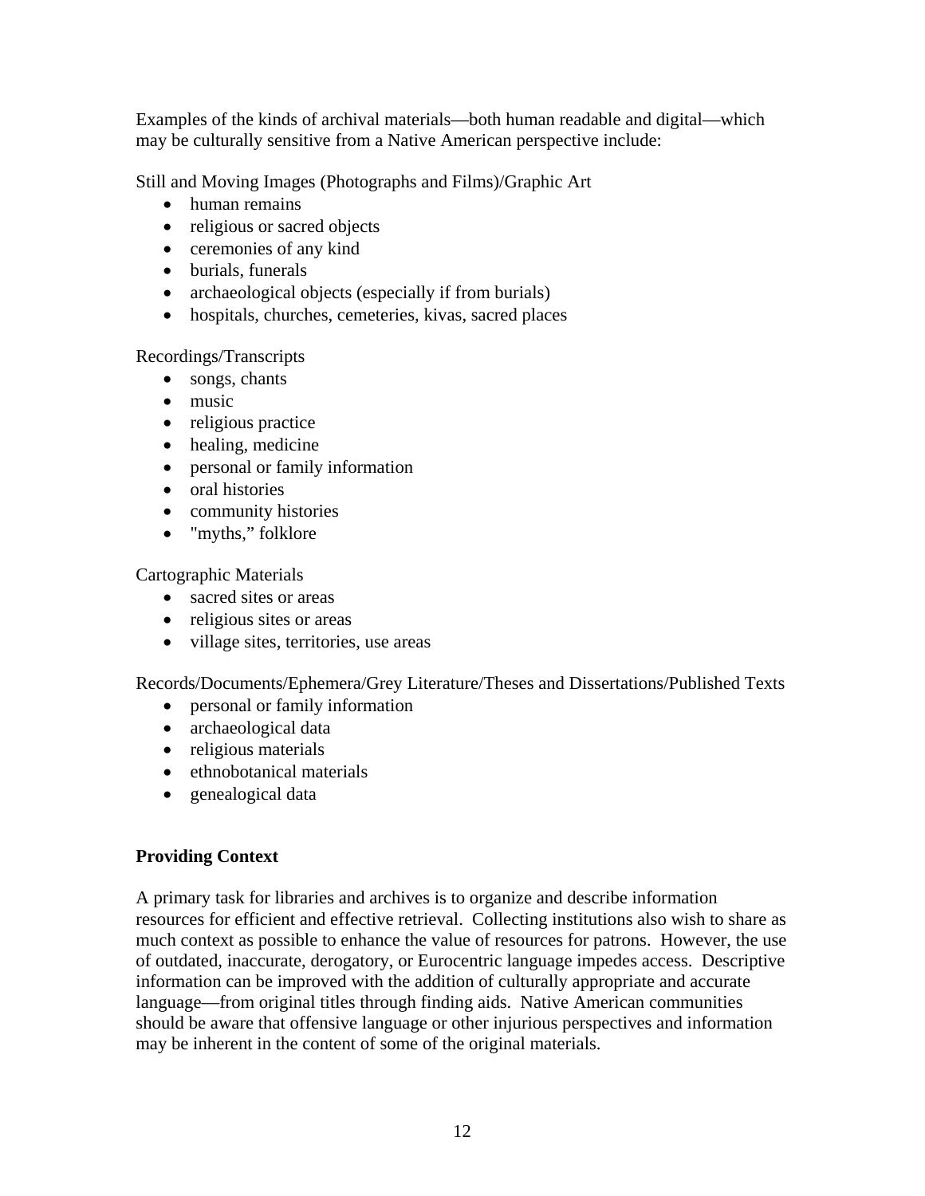Examples of the kinds of archival materials—both human readable and digital—which may be culturally sensitive from a Native American perspective include:

Still and Moving Images (Photographs and Films)/Graphic Art

- human remains
- religious or sacred objects
- ceremonies of any kind
- burials, funerals
- archaeological objects (especially if from burials)
- hospitals, churches, cemeteries, kivas, sacred places

Recordings/Transcripts

- songs, chants
- music
- religious practice
- healing, medicine
- personal or family information
- oral histories
- community histories
- "myths," folklore

Cartographic Materials

- sacred sites or areas
- religious sites or areas
- village sites, territories, use areas

Records/Documents/Ephemera/Grey Literature/Theses and Dissertations/Published Texts

- personal or family information
- archaeological data
- religious materials
- ethnobotanical materials
- genealogical data

**Providing Context**

A primary task for libraries and archives is to organize and describe information resources for efficient and effective retrieval. Collecting institutions also wish to share as much context as possible to enhance the value of resources for patrons. However, the use of outdated, inaccurate, derogatory, or Eurocentric language impedes access. Descriptive information can be improved with the addition of culturally appropriate and accurate language—from original titles through finding aids. Native American communities should be aware that offensive language or other injurious perspectives and information may be inherent in the content of some of the original materials.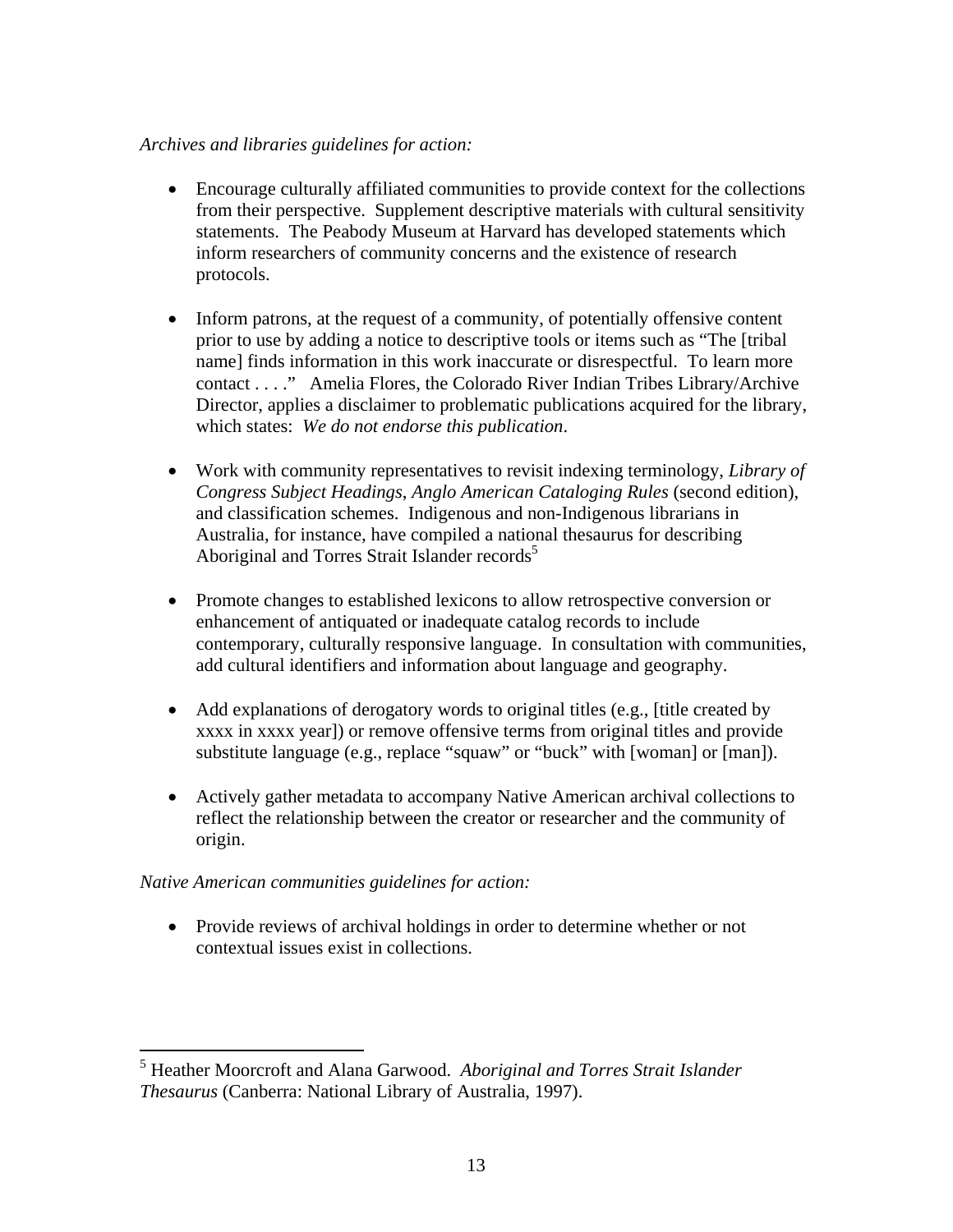*Archives and libraries guidelines for action:*

- Encourage culturally affiliated communities to provide context for the collections from their perspective. Supplement descriptive materials with cultural sensitivity statements. The Peabody Museum at Harvard has developed statements which inform researchers of community concerns and the existence of research protocols.

- Inform patrons, at the request of a community, of potentially offensive content prior to use by adding a notice to descriptive tools or items such as "The [tribal name] finds information in this work inaccurate or disrespectful. To learn more contact . . . ." Amelia Flores, the Colorado River Indian Tribes Library/Archive Director, applies a disclaimer to problematic publications acquired for the library, which states: *We do not endorse this publication*.

- Work with community representatives to revisit indexing terminology, *Library of Congress Subject Headings*, *Anglo American Cataloging Rules* (second edition), and classification schemes. Indigenous and non-Indigenous librarians in Australia, for instance, have compiled a national thesaurus for describing Aboriginal and Torres Strait Islander records[5]

- Promote changes to established lexicons to allow retrospective conversion or enhancement of antiquated or inadequate catalog records to include contemporary, culturally responsive language. In consultation with communities, add cultural identifiers and information about language and geography.

- Add explanations of derogatory words to original titles (e.g., [title created by xxxx in xxxx year]) or remove offensive terms from original titles and provide substitute language (e.g., replace "squaw" or "buck" with [woman] or [man]).

- Actively gather metadata to accompany Native American archival collections to reflect the relationship between the creator or researcher and the community of origin.

*Native American communities guidelines for action:*

- Provide reviews of archival holdings in order to determine whether or not contextual issues exist in collections.

---

[5] Heather Moorcroft and Alana Garwood. *Aboriginal and Torres Strait Islander Thesaurus* (Canberra: National Library of Australia, 1997).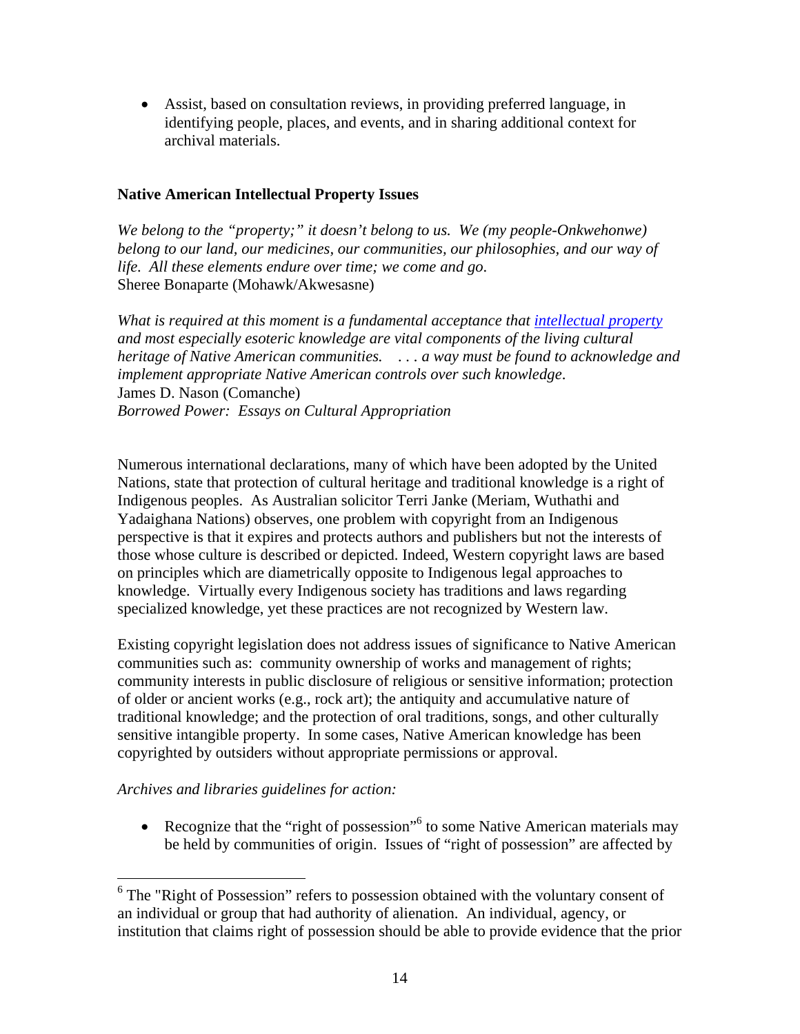- Assist, based on consultation reviews, in providing preferred language, in identifying people, places, and events, and in sharing additional context for archival materials.

### Native American Intellectual Property Issues

*We belong to the "property;" it doesn't belong to us. We (my people-Onkwehonwe) belong to our land, our medicines, our communities, our philosophies, and our way of life. All these elements endure over time; we come and go.*
Sheree Bonaparte (Mohawk/Akwesasne)

*What is required at this moment is a fundamental acceptance that intellectual property and most especially esoteric knowledge are vital components of the living cultural heritage of Native American communities. . . . a way must be found to acknowledge and implement appropriate Native American controls over such knowledge.*
James D. Nason (Comanche)
*Borrowed Power: Essays on Cultural Appropriation*

Numerous international declarations, many of which have been adopted by the United Nations, state that protection of cultural heritage and traditional knowledge is a right of Indigenous peoples. As Australian solicitor Terri Janke (Meriam, Wuthathi and Yadaighana Nations) observes, one problem with copyright from an Indigenous perspective is that it expires and protects authors and publishers but not the interests of those whose culture is described or depicted. Indeed, Western copyright laws are based on principles which are diametrically opposite to Indigenous legal approaches to knowledge. Virtually every Indigenous society has traditions and laws regarding specialized knowledge, yet these practices are not recognized by Western law.

Existing copyright legislation does not address issues of significance to Native American communities such as: community ownership of works and management of rights; community interests in public disclosure of religious or sensitive information; protection of older or ancient works (e.g., rock art); the antiquity and accumulative nature of traditional knowledge; and the protection of oral traditions, songs, and other culturally sensitive intangible property. In some cases, Native American knowledge has been copyrighted by outsiders without appropriate permissions or approval.

*Archives and libraries guidelines for action:*

- Recognize that the "right of possession"[6] to some Native American materials may be held by communities of origin. Issues of "right of possession" are affected by

[6] The "Right of Possession" refers to possession obtained with the voluntary consent of an individual or group that had authority of alienation. An individual, agency, or institution that claims right of possession should be able to provide evidence that the prior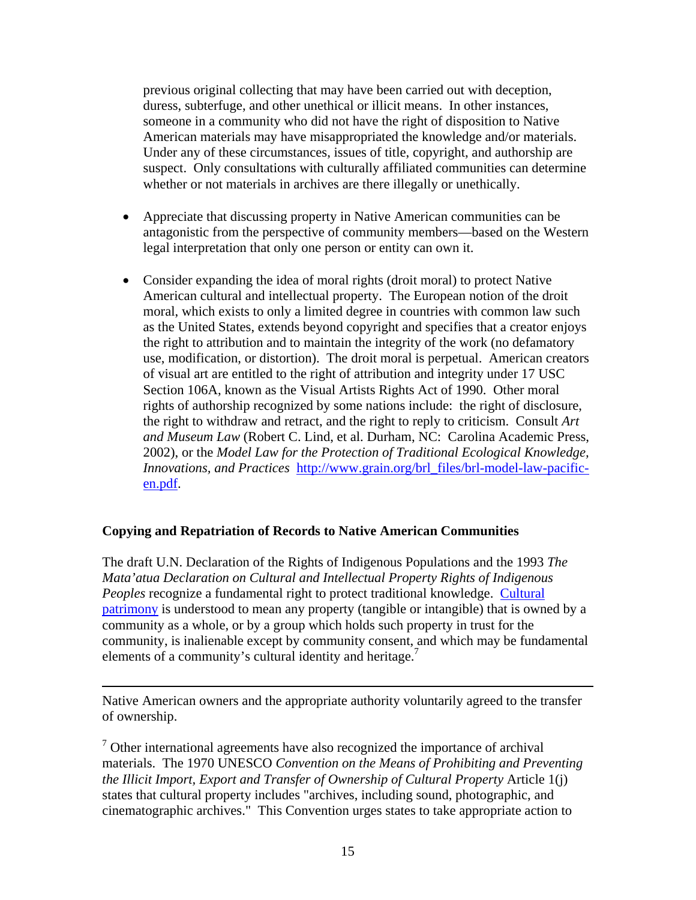previous original collecting that may have been carried out with deception, duress, subterfuge, and other unethical or illicit means. In other instances, someone in a community who did not have the right of disposition to Native American materials may have misappropriated the knowledge and/or materials. Under any of these circumstances, issues of title, copyright, and authorship are suspect. Only consultations with culturally affiliated communities can determine whether or not materials in archives are there illegally or unethically.

- Appreciate that discussing property in Native American communities can be antagonistic from the perspective of community members—based on the Western legal interpretation that only one person or entity can own it.

- Consider expanding the idea of moral rights (droit moral) to protect Native American cultural and intellectual property. The European notion of the droit moral, which exists to only a limited degree in countries with common law such as the United States, extends beyond copyright and specifies that a creator enjoys the right to attribution and to maintain the integrity of the work (no defamatory use, modification, or distortion). The droit moral is perpetual. American creators of visual art are entitled to the right of attribution and integrity under 17 USC Section 106A, known as the Visual Artists Rights Act of 1990. Other moral rights of authorship recognized by some nations include: the right of disclosure, the right to withdraw and retract, and the right to reply to criticism. Consult *Art and Museum Law* (Robert C. Lind, et al. Durham, NC: Carolina Academic Press, 2002), or the *Model Law for the Protection of Traditional Ecological Knowledge, Innovations, and Practices* [http://www.grain.org/brl_files/brl-model-law-pacific-en.pdf](http://www.grain.org/brl_files/brl-model-law-pacific-en.pdf).

**Copying and Repatriation of Records to Native American Communities**

The draft U.N. Declaration of the Rights of Indigenous Populations and the 1993 *The Mata'atua Declaration on Cultural and Intellectual Property Rights of Indigenous Peoples* recognize a fundamental right to protect traditional knowledge. Cultural patrimony is understood to mean any property (tangible or intangible) that is owned by a community as a whole, or by a group which holds such property in trust for the community, is inalienable except by community consent, and which may be fundamental elements of a community's cultural identity and heritage.[7]

---

Native American owners and the appropriate authority voluntarily agreed to the transfer of ownership.

[7] Other international agreements have also recognized the importance of archival materials. The 1970 UNESCO *Convention on the Means of Prohibiting and Preventing the Illicit Import, Export and Transfer of Ownership of Cultural Property* Article 1(j) states that cultural property includes "archives, including sound, photographic, and cinematographic archives." This Convention urges states to take appropriate action to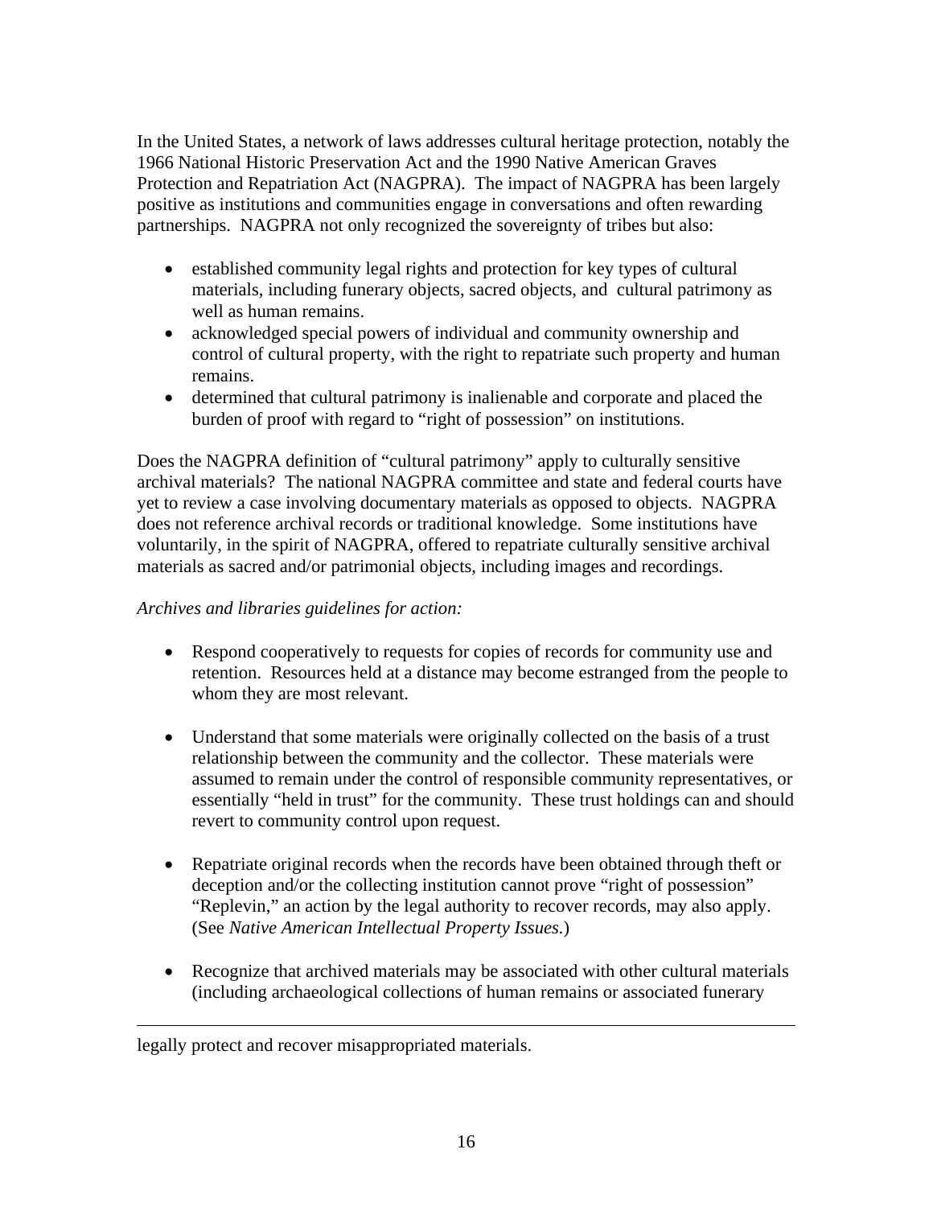In the United States, a network of laws addresses cultural heritage protection, notably the 1966 National Historic Preservation Act and the 1990 Native American Graves Protection and Repatriation Act (NAGPRA). The impact of NAGPRA has been largely positive as institutions and communities engage in conversations and often rewarding partnerships. NAGPRA not only recognized the sovereignty of tribes but also:

- established community legal rights and protection for key types of cultural materials, including funerary objects, sacred objects, and cultural patrimony as well as human remains.
- acknowledged special powers of individual and community ownership and control of cultural property, with the right to repatriate such property and human remains.
- determined that cultural patrimony is inalienable and corporate and placed the burden of proof with regard to "right of possession" on institutions.

Does the NAGPRA definition of "cultural patrimony" apply to culturally sensitive archival materials? The national NAGPRA committee and state and federal courts have yet to review a case involving documentary materials as opposed to objects. NAGPRA does not reference archival records or traditional knowledge. Some institutions have voluntarily, in the spirit of NAGPRA, offered to repatriate culturally sensitive archival materials as sacred and/or patrimonial objects, including images and recordings.

*Archives and libraries guidelines for action:*

- Respond cooperatively to requests for copies of records for community use and retention. Resources held at a distance may become estranged from the people to whom they are most relevant.

- Understand that some materials were originally collected on the basis of a trust relationship between the community and the collector. These materials were assumed to remain under the control of responsible community representatives, or essentially "held in trust" for the community. These trust holdings can and should revert to community control upon request.

- Repatriate original records when the records have been obtained through theft or deception and/or the collecting institution cannot prove "right of possession" "Replevin," an action by the legal authority to recover records, may also apply. (See *Native American Intellectual Property Issues.*)

- Recognize that archived materials may be associated with other cultural materials (including archaeological collections of human remains or associated funerary

---

legally protect and recover misappropriated materials.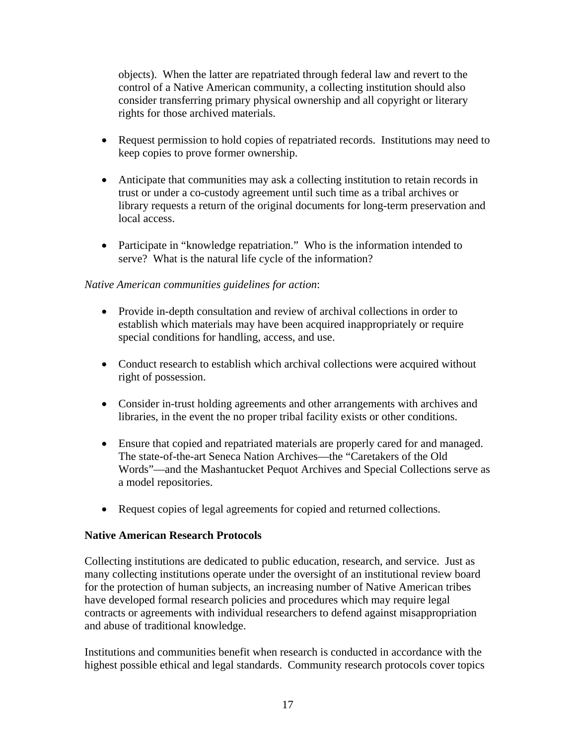objects). When the latter are repatriated through federal law and revert to the control of a Native American community, a collecting institution should also consider transferring primary physical ownership and all copyright or literary rights for those archived materials.

- Request permission to hold copies of repatriated records. Institutions may need to keep copies to prove former ownership.
- Anticipate that communities may ask a collecting institution to retain records in trust or under a co-custody agreement until such time as a tribal archives or library requests a return of the original documents for long-term preservation and local access.
- Participate in "knowledge repatriation." Who is the information intended to serve? What is the natural life cycle of the information?

*Native American communities guidelines for action*:

- Provide in-depth consultation and review of archival collections in order to establish which materials may have been acquired inappropriately or require special conditions for handling, access, and use.
- Conduct research to establish which archival collections were acquired without right of possession.
- Consider in-trust holding agreements and other arrangements with archives and libraries, in the event the no proper tribal facility exists or other conditions.
- Ensure that copied and repatriated materials are properly cared for and managed. The state-of-the-art Seneca Nation Archives—the "Caretakers of the Old Words"—and the Mashantucket Pequot Archives and Special Collections serve as a model repositories.
- Request copies of legal agreements for copied and returned collections.

**Native American Research Protocols**

Collecting institutions are dedicated to public education, research, and service. Just as many collecting institutions operate under the oversight of an institutional review board for the protection of human subjects, an increasing number of Native American tribes have developed formal research policies and procedures which may require legal contracts or agreements with individual researchers to defend against misappropriation and abuse of traditional knowledge.

Institutions and communities benefit when research is conducted in accordance with the highest possible ethical and legal standards. Community research protocols cover topics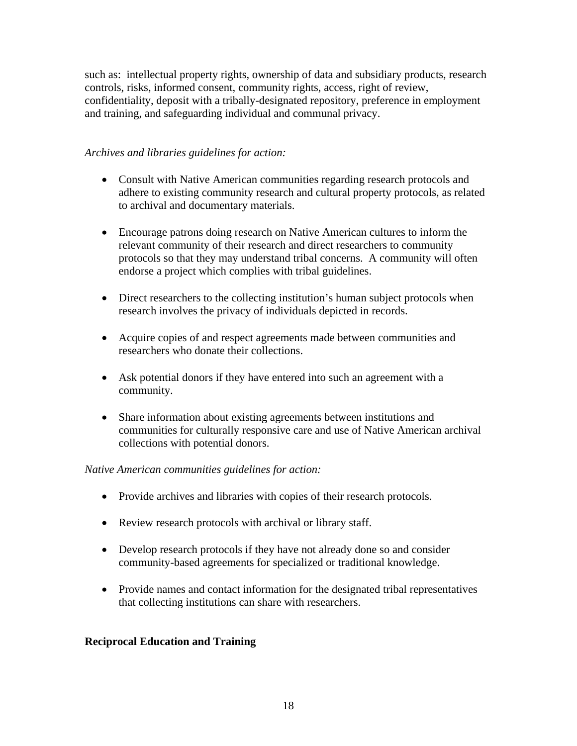such as: intellectual property rights, ownership of data and subsidiary products, research controls, risks, informed consent, community rights, access, right of review, confidentiality, deposit with a tribally-designated repository, preference in employment and training, and safeguarding individual and communal privacy.

*Archives and libraries guidelines for action:*

- Consult with Native American communities regarding research protocols and adhere to existing community research and cultural property protocols, as related to archival and documentary materials.
- Encourage patrons doing research on Native American cultures to inform the relevant community of their research and direct researchers to community protocols so that they may understand tribal concerns. A community will often endorse a project which complies with tribal guidelines.
- Direct researchers to the collecting institution's human subject protocols when research involves the privacy of individuals depicted in records.
- Acquire copies of and respect agreements made between communities and researchers who donate their collections.
- Ask potential donors if they have entered into such an agreement with a community.
- Share information about existing agreements between institutions and communities for culturally responsive care and use of Native American archival collections with potential donors.

*Native American communities guidelines for action:*

- Provide archives and libraries with copies of their research protocols.
- Review research protocols with archival or library staff.
- Develop research protocols if they have not already done so and consider community-based agreements for specialized or traditional knowledge.
- Provide names and contact information for the designated tribal representatives that collecting institutions can share with researchers.

**Reciprocal Education and Training**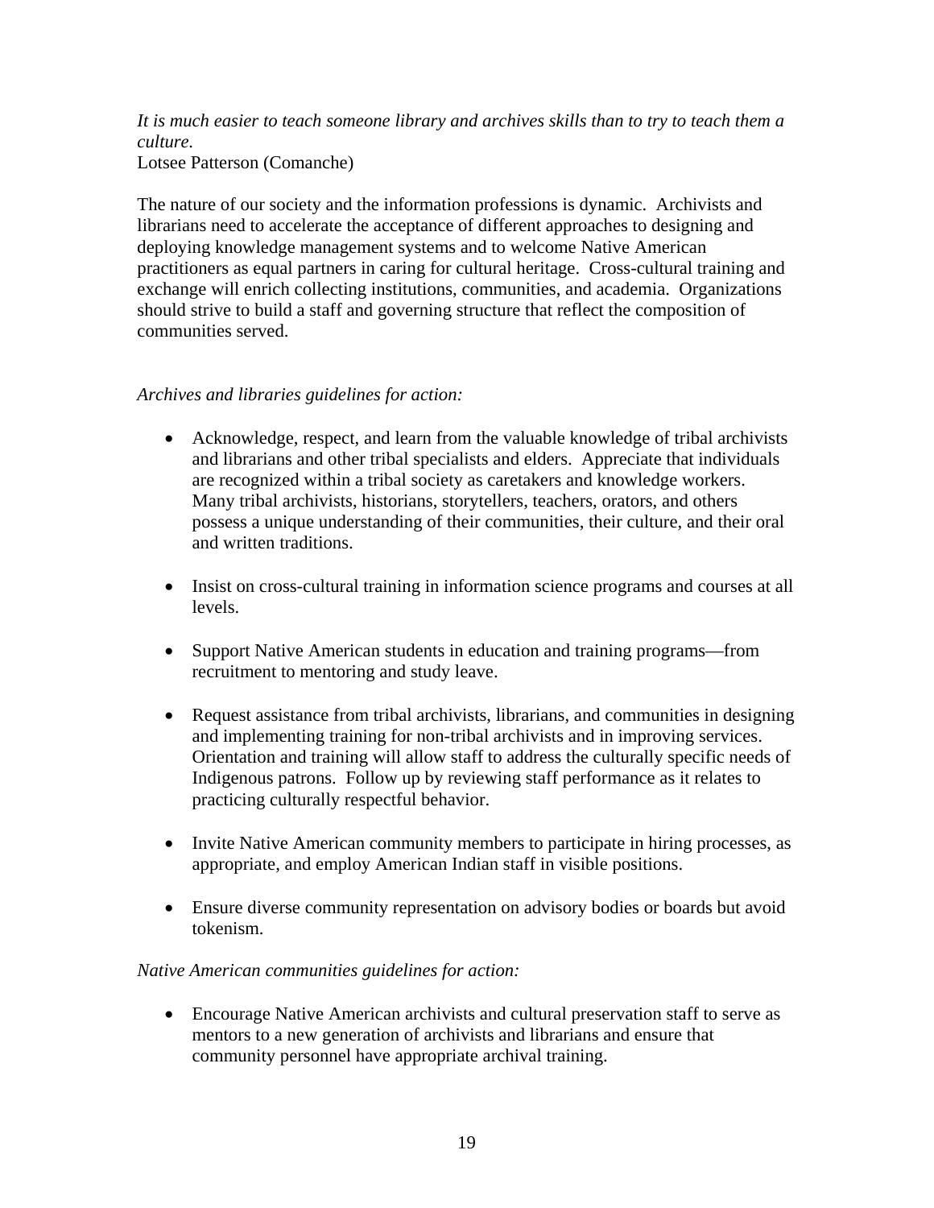*It is much easier to teach someone library and archives skills than to try to teach them a culture.*
Lotsee Patterson (Comanche)

The nature of our society and the information professions is dynamic. Archivists and librarians need to accelerate the acceptance of different approaches to designing and deploying knowledge management systems and to welcome Native American practitioners as equal partners in caring for cultural heritage. Cross-cultural training and exchange will enrich collecting institutions, communities, and academia. Organizations should strive to build a staff and governing structure that reflect the composition of communities served.

*Archives and libraries guidelines for action:*

- Acknowledge, respect, and learn from the valuable knowledge of tribal archivists and librarians and other tribal specialists and elders. Appreciate that individuals are recognized within a tribal society as caretakers and knowledge workers. Many tribal archivists, historians, storytellers, teachers, orators, and others possess a unique understanding of their communities, their culture, and their oral and written traditions.

- Insist on cross-cultural training in information science programs and courses at all levels.

- Support Native American students in education and training programs—from recruitment to mentoring and study leave.

- Request assistance from tribal archivists, librarians, and communities in designing and implementing training for non-tribal archivists and in improving services. Orientation and training will allow staff to address the culturally specific needs of Indigenous patrons. Follow up by reviewing staff performance as it relates to practicing culturally respectful behavior.

- Invite Native American community members to participate in hiring processes, as appropriate, and employ American Indian staff in visible positions.

- Ensure diverse community representation on advisory bodies or boards but avoid tokenism.

*Native American communities guidelines for action:*

- Encourage Native American archivists and cultural preservation staff to serve as mentors to a new generation of archivists and librarians and ensure that community personnel have appropriate archival training.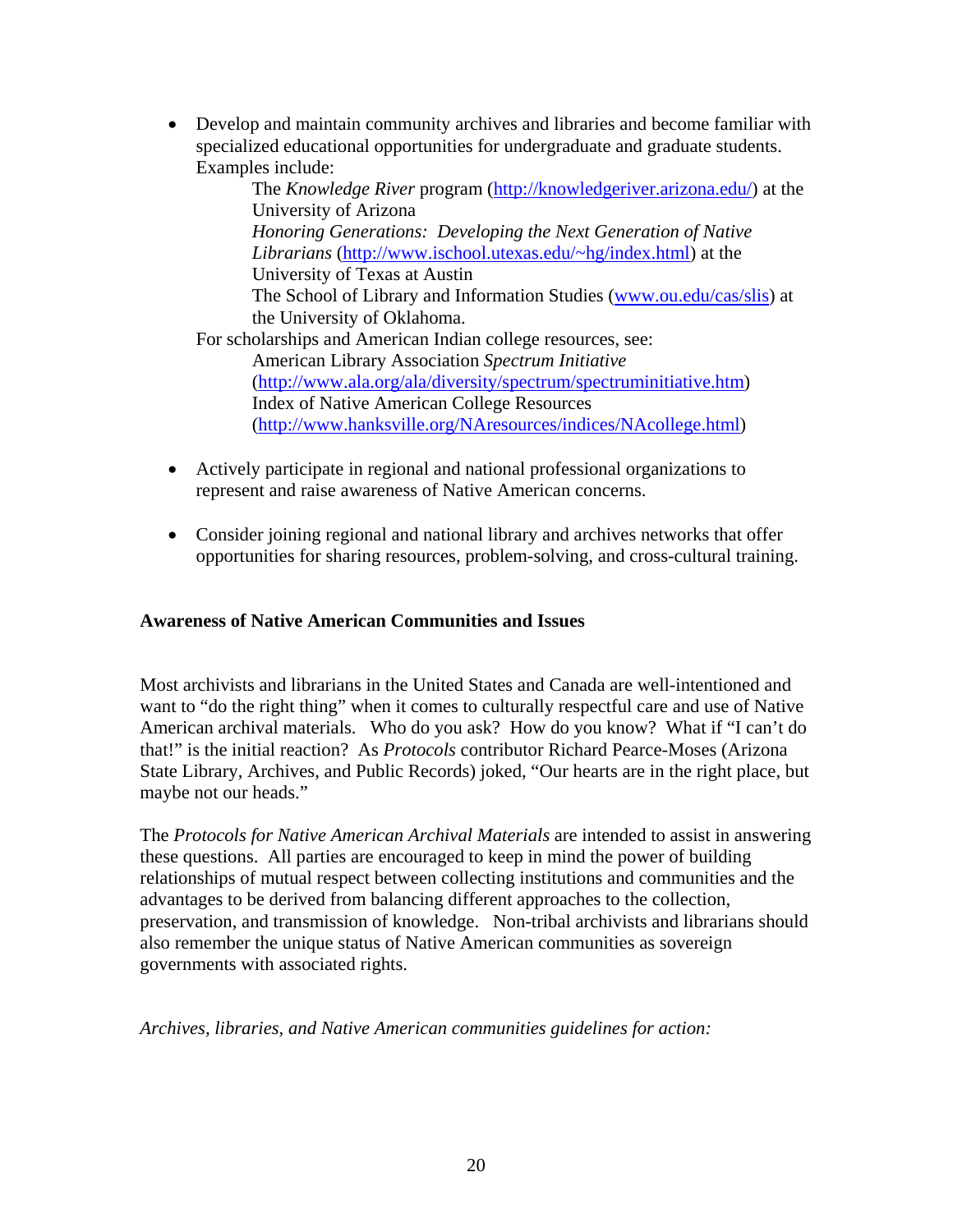- Develop and maintain community archives and libraries and become familiar with specialized educational opportunities for undergraduate and graduate students. Examples include:

  The *Knowledge River* program (http://knowledgeriver.arizona.edu/) at the University of Arizona

  *Honoring Generations: Developing the Next Generation of Native Librarians* (http://www.ischool.utexas.edu/~hg/index.html) at the University of Texas at Austin

  The School of Library and Information Studies (www.ou.edu/cas/slis) at the University of Oklahoma.

  For scholarships and American Indian college resources, see:

  American Library Association *Spectrum Initiative* (http://www.ala.org/ala/diversity/spectrum/spectruminitiative.htm)

  Index of Native American College Resources (http://www.hanksville.org/NAresources/indices/NAcollege.html)

- Actively participate in regional and national professional organizations to represent and raise awareness of Native American concerns.

- Consider joining regional and national library and archives networks that offer opportunities for sharing resources, problem-solving, and cross-cultural training.

**Awareness of Native American Communities and Issues**

Most archivists and librarians in the United States and Canada are well-intentioned and want to "do the right thing" when it comes to culturally respectful care and use of Native American archival materials. Who do you ask? How do you know? What if "I can't do that!" is the initial reaction? As *Protocols* contributor Richard Pearce-Moses (Arizona State Library, Archives, and Public Records) joked, "Our hearts are in the right place, but maybe not our heads."

The *Protocols for Native American Archival Materials* are intended to assist in answering these questions. All parties are encouraged to keep in mind the power of building relationships of mutual respect between collecting institutions and communities and the advantages to be derived from balancing different approaches to the collection, preservation, and transmission of knowledge. Non-tribal archivists and librarians should also remember the unique status of Native American communities as sovereign governments with associated rights.

*Archives, libraries, and Native American communities guidelines for action:*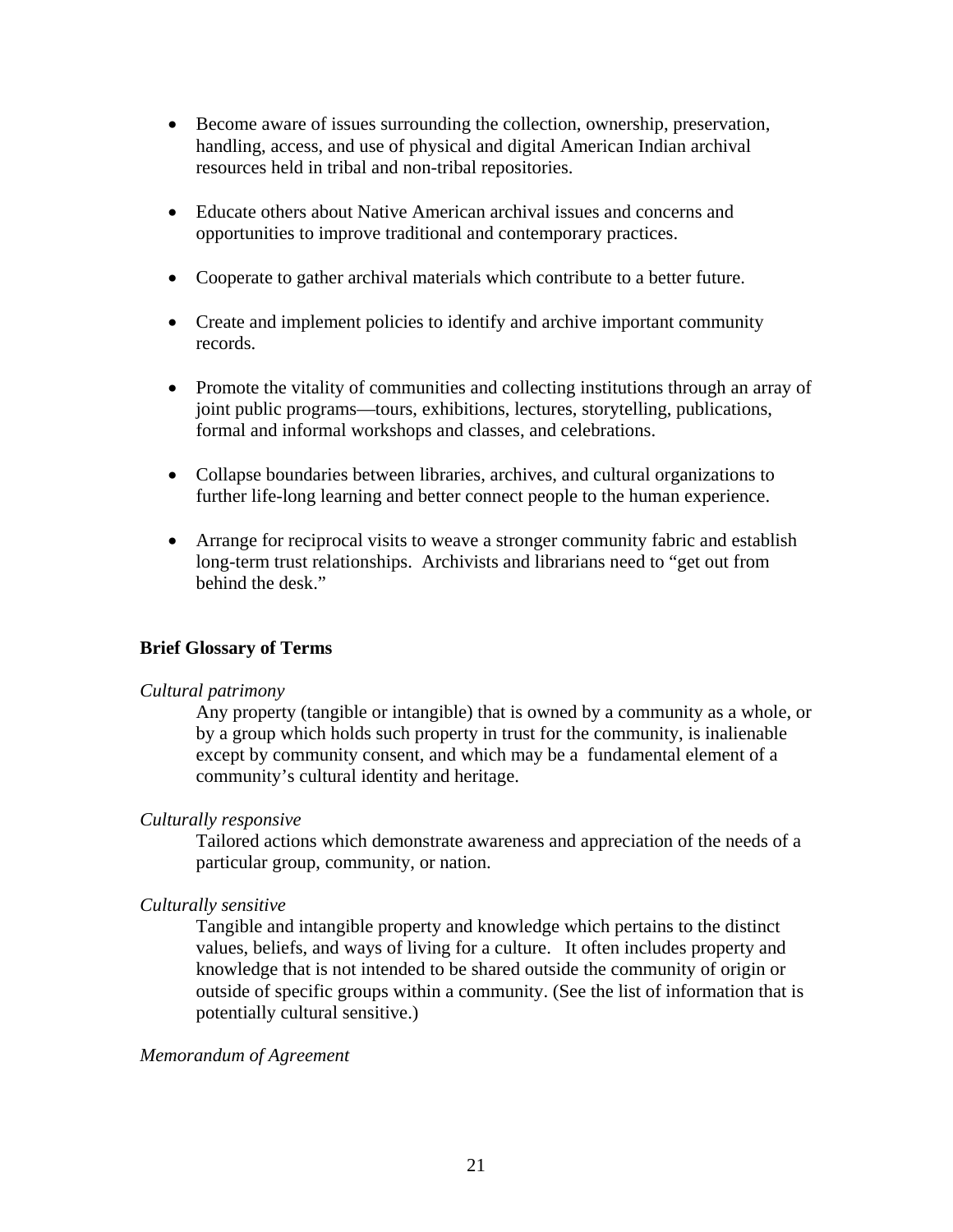- Become aware of issues surrounding the collection, ownership, preservation, handling, access, and use of physical and digital American Indian archival resources held in tribal and non-tribal repositories.
- Educate others about Native American archival issues and concerns and opportunities to improve traditional and contemporary practices.
- Cooperate to gather archival materials which contribute to a better future.
- Create and implement policies to identify and archive important community records.
- Promote the vitality of communities and collecting institutions through an array of joint public programs—tours, exhibitions, lectures, storytelling, publications, formal and informal workshops and classes, and celebrations.
- Collapse boundaries between libraries, archives, and cultural organizations to further life-long learning and better connect people to the human experience.
- Arrange for reciprocal visits to weave a stronger community fabric and establish long-term trust relationships. Archivists and librarians need to "get out from behind the desk."

**Brief Glossary of Terms**

*Cultural patrimony*

Any property (tangible or intangible) that is owned by a community as a whole, or by a group which holds such property in trust for the community, is inalienable except by community consent, and which may be a fundamental element of a community's cultural identity and heritage.

*Culturally responsive*

Tailored actions which demonstrate awareness and appreciation of the needs of a particular group, community, or nation.

*Culturally sensitive*

Tangible and intangible property and knowledge which pertains to the distinct values, beliefs, and ways of living for a culture. It often includes property and knowledge that is not intended to be shared outside the community of origin or outside of specific groups within a community. (See the list of information that is potentially cultural sensitive.)

*Memorandum of Agreement*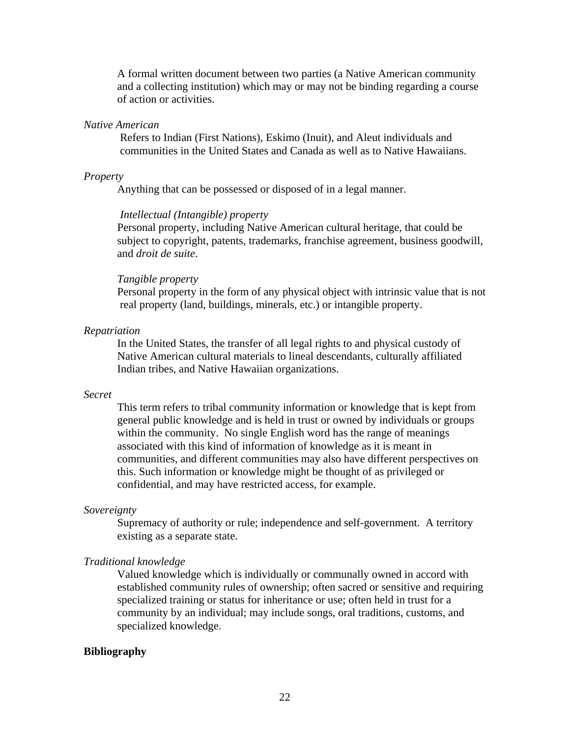A formal written document between two parties (a Native American community and a collecting institution) which may or may not be binding regarding a course of action or activities.

*Native American*

Refers to Indian (First Nations), Eskimo (Inuit), and Aleut individuals and communities in the United States and Canada as well as to Native Hawaiians.

*Property*

Anything that can be possessed or disposed of in a legal manner.

*Intellectual (Intangible) property*

Personal property, including Native American cultural heritage, that could be subject to copyright, patents, trademarks, franchise agreement, business goodwill, and *droit de suite*.

*Tangible property*

Personal property in the form of any physical object with intrinsic value that is not real property (land, buildings, minerals, etc.) or intangible property.

*Repatriation*

In the United States, the transfer of all legal rights to and physical custody of Native American cultural materials to lineal descendants, culturally affiliated Indian tribes, and Native Hawaiian organizations.

*Secret*

This term refers to tribal community information or knowledge that is kept from general public knowledge and is held in trust or owned by individuals or groups within the community. No single English word has the range of meanings associated with this kind of information of knowledge as it is meant in communities, and different communities may also have different perspectives on this. Such information or knowledge might be thought of as privileged or confidential, and may have restricted access, for example.

*Sovereignty*

Supremacy of authority or rule; independence and self-government. A territory existing as a separate state.

*Traditional knowledge*

Valued knowledge which is individually or communally owned in accord with established community rules of ownership; often sacred or sensitive and requiring specialized training or status for inheritance or use; often held in trust for a community by an individual; may include songs, oral traditions, customs, and specialized knowledge.

**Bibliography**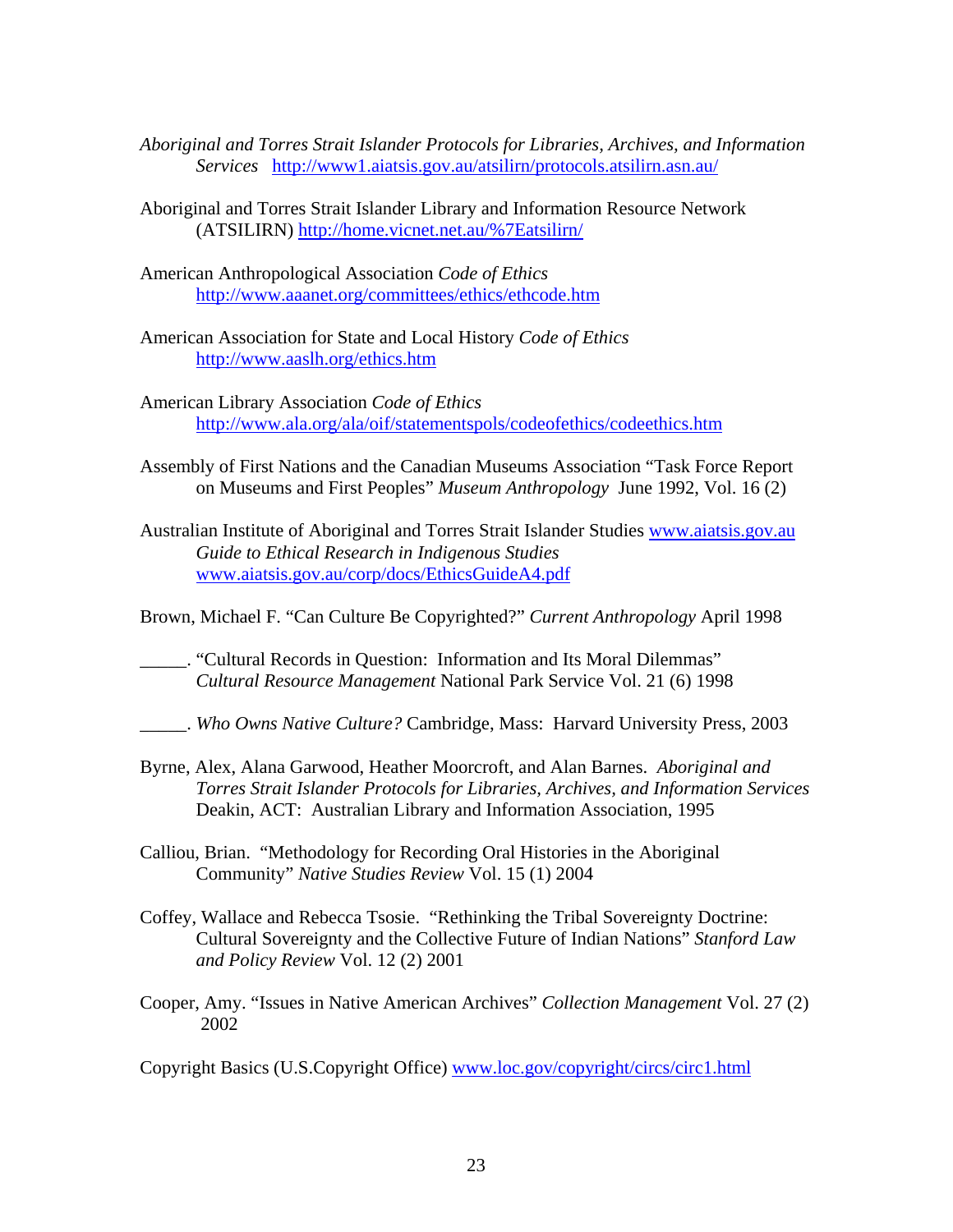*Aboriginal and Torres Strait Islander Protocols for Libraries, Archives, and Information Services* http://www1.aiatsis.gov.au/atsilirn/protocols.atsilirn.asn.au/

Aboriginal and Torres Strait Islander Library and Information Resource Network (ATSILIRN) http://home.vicnet.net.au/%7Eatsilirn/

American Anthropological Association *Code of Ethics* http://www.aaanet.org/committees/ethics/ethcode.htm

American Association for State and Local History *Code of Ethics* http://www.aaslh.org/ethics.htm

American Library Association *Code of Ethics* http://www.ala.org/ala/oif/statementspols/codeofethics/codeethics.htm

Assembly of First Nations and the Canadian Museums Association "Task Force Report on Museums and First Peoples" *Museum Anthropology* June 1992, Vol. 16 (2)

Australian Institute of Aboriginal and Torres Strait Islander Studies www.aiatsis.gov.au *Guide to Ethical Research in Indigenous Studies* www.aiatsis.gov.au/corp/docs/EthicsGuideA4.pdf

Brown, Michael F. "Can Culture Be Copyrighted?" *Current Anthropology* April 1998

_____. "Cultural Records in Question: Information and Its Moral Dilemmas" *Cultural Resource Management* National Park Service Vol. 21 (6) 1998

_____. *Who Owns Native Culture?* Cambridge, Mass: Harvard University Press, 2003

Byrne, Alex, Alana Garwood, Heather Moorcroft, and Alan Barnes. *Aboriginal and Torres Strait Islander Protocols for Libraries, Archives, and Information Services* Deakin, ACT: Australian Library and Information Association, 1995

Calliou, Brian. "Methodology for Recording Oral Histories in the Aboriginal Community" *Native Studies Review* Vol. 15 (1) 2004

Coffey, Wallace and Rebecca Tsosie. "Rethinking the Tribal Sovereignty Doctrine: Cultural Sovereignty and the Collective Future of Indian Nations" *Stanford Law and Policy Review* Vol. 12 (2) 2001

Cooper, Amy. "Issues in Native American Archives" *Collection Management* Vol. 27 (2) 2002

Copyright Basics (U.S.Copyright Office) www.loc.gov/copyright/circs/circ1.html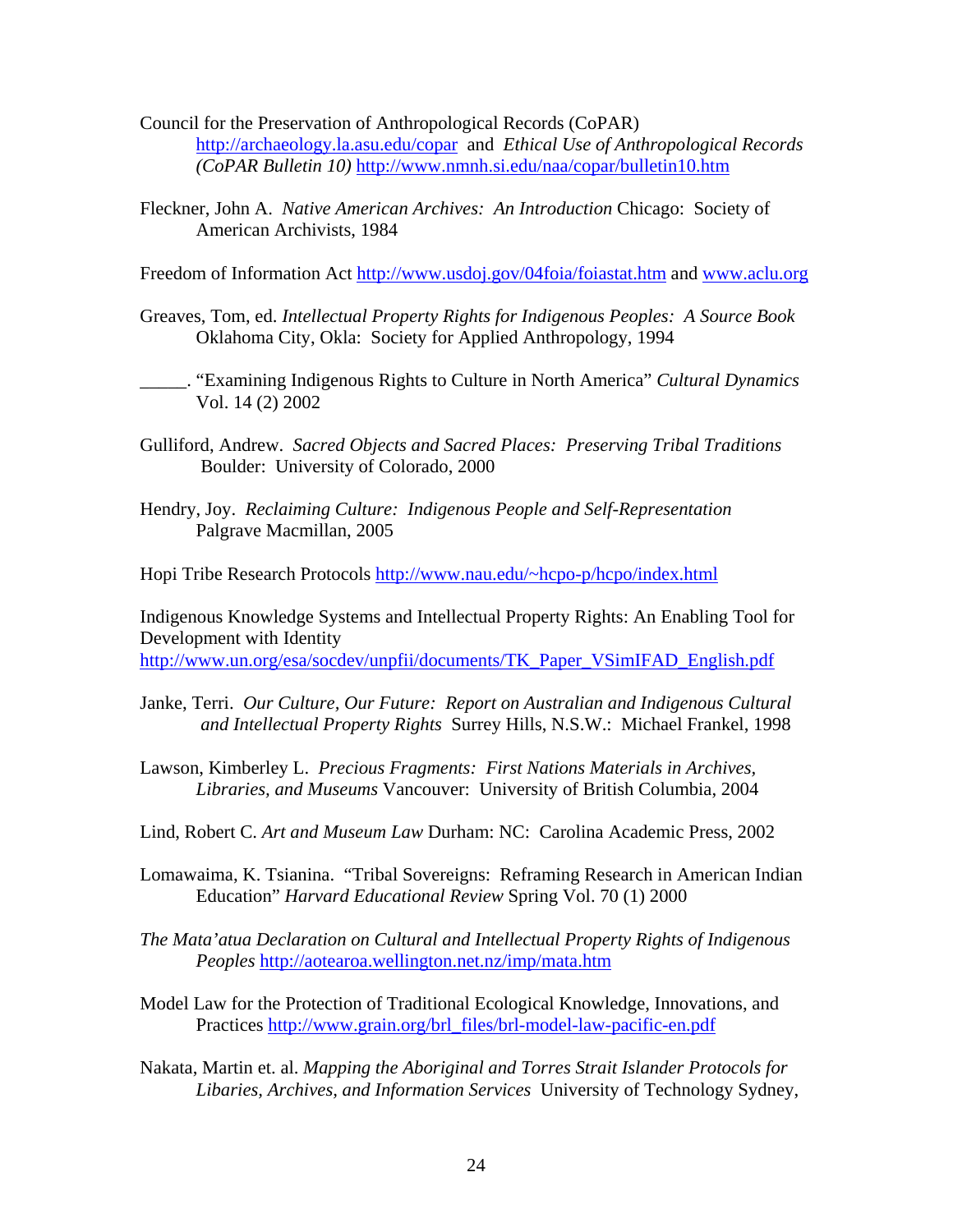Council for the Preservation of Anthropological Records (CoPAR) http://archaeology.la.asu.edu/copar and *Ethical Use of Anthropological Records (CoPAR Bulletin 10)* http://www.nmnh.si.edu/naa/copar/bulletin10.htm

Fleckner, John A. *Native American Archives: An Introduction* Chicago: Society of American Archivists, 1984

Freedom of Information Act http://www.usdoj.gov/04foia/foiastat.htm and www.aclu.org

Greaves, Tom, ed. *Intellectual Property Rights for Indigenous Peoples: A Source Book* Oklahoma City, Okla: Society for Applied Anthropology, 1994

_____. "Examining Indigenous Rights to Culture in North America" *Cultural Dynamics* Vol. 14 (2) 2002

Gulliford, Andrew. *Sacred Objects and Sacred Places: Preserving Tribal Traditions* Boulder: University of Colorado, 2000

Hendry, Joy. *Reclaiming Culture: Indigenous People and Self-Representation* Palgrave Macmillan, 2005

Hopi Tribe Research Protocols http://www.nau.edu/~hcpo-p/hcpo/index.html

Indigenous Knowledge Systems and Intellectual Property Rights: An Enabling Tool for Development with Identity
http://www.un.org/esa/socdev/unpfii/documents/TK_Paper_VSimIFAD_English.pdf

Janke, Terri. *Our Culture, Our Future: Report on Australian and Indigenous Cultural and Intellectual Property Rights* Surrey Hills, N.S.W.: Michael Frankel, 1998

Lawson, Kimberley L. *Precious Fragments: First Nations Materials in Archives, Libraries, and Museums* Vancouver: University of British Columbia, 2004

Lind, Robert C. *Art and Museum Law* Durham: NC: Carolina Academic Press, 2002

Lomawaima, K. Tsianina. "Tribal Sovereigns: Reframing Research in American Indian Education" *Harvard Educational Review* Spring Vol. 70 (1) 2000

*The Mata'atua Declaration on Cultural and Intellectual Property Rights of Indigenous Peoples* http://aotearoa.wellington.net.nz/imp/mata.htm

Model Law for the Protection of Traditional Ecological Knowledge, Innovations, and Practices http://www.grain.org/brl_files/brl-model-law-pacific-en.pdf

Nakata, Martin et. al. *Mapping the Aboriginal and Torres Strait Islander Protocols for Libaries, Archives, and Information Services* University of Technology Sydney,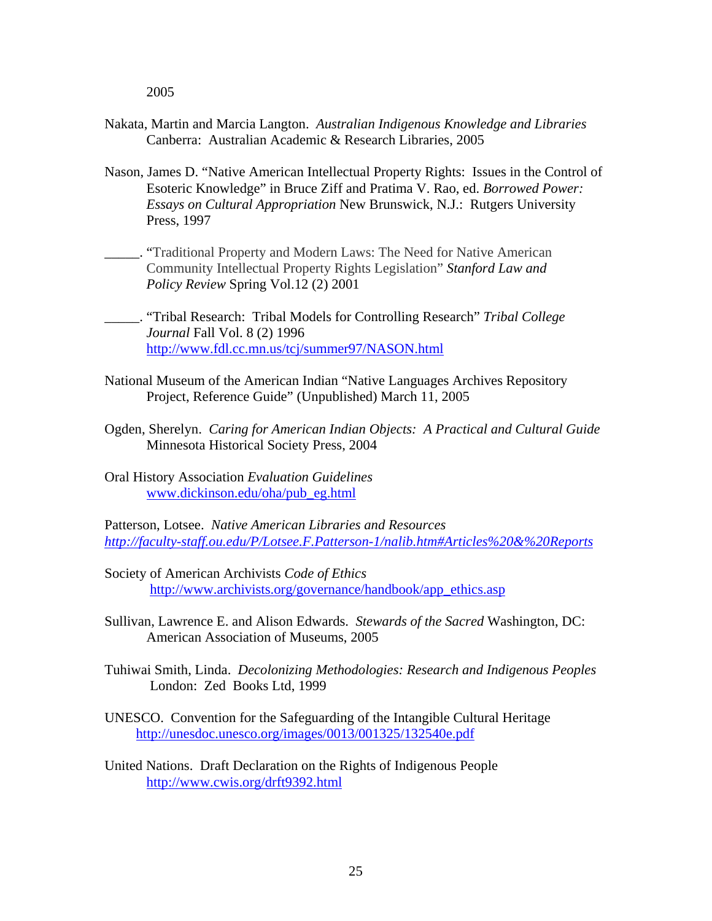2005

Nakata, Martin and Marcia Langton. *Australian Indigenous Knowledge and Libraries* Canberra: Australian Academic & Research Libraries, 2005

Nason, James D. "Native American Intellectual Property Rights: Issues in the Control of Esoteric Knowledge" in Bruce Ziff and Pratima V. Rao, ed. *Borrowed Power: Essays on Cultural Appropriation* New Brunswick, N.J.: Rutgers University Press, 1997

_____. "Traditional Property and Modern Laws: The Need for Native American Community Intellectual Property Rights Legislation" *Stanford Law and Policy Review* Spring Vol.12 (2) 2001

_____. "Tribal Research: Tribal Models for Controlling Research" *Tribal College Journal* Fall Vol. 8 (2) 1996 http://www.fdl.cc.mn.us/tcj/summer97/NASON.html

National Museum of the American Indian "Native Languages Archives Repository Project, Reference Guide" (Unpublished) March 11, 2005

Ogden, Sherelyn. *Caring for American Indian Objects: A Practical and Cultural Guide* Minnesota Historical Society Press, 2004

Oral History Association *Evaluation Guidelines* www.dickinson.edu/oha/pub_eg.html

Patterson, Lotsee. *Native American Libraries and Resources* *http://faculty-staff.ou.edu/P/Lotsee.F.Patterson-1/nalib.htm#Articles%20&%20Reports*

Society of American Archivists *Code of Ethics* http://www.archivists.org/governance/handbook/app_ethics.asp

Sullivan, Lawrence E. and Alison Edwards. *Stewards of the Sacred* Washington, DC: American Association of Museums, 2005

Tuhiwai Smith, Linda. *Decolonizing Methodologies: Research and Indigenous Peoples* London: Zed Books Ltd, 1999

UNESCO. Convention for the Safeguarding of the Intangible Cultural Heritage http://unesdoc.unesco.org/images/0013/001325/132540e.pdf

United Nations. Draft Declaration on the Rights of Indigenous People http://www.cwis.org/drft9392.html